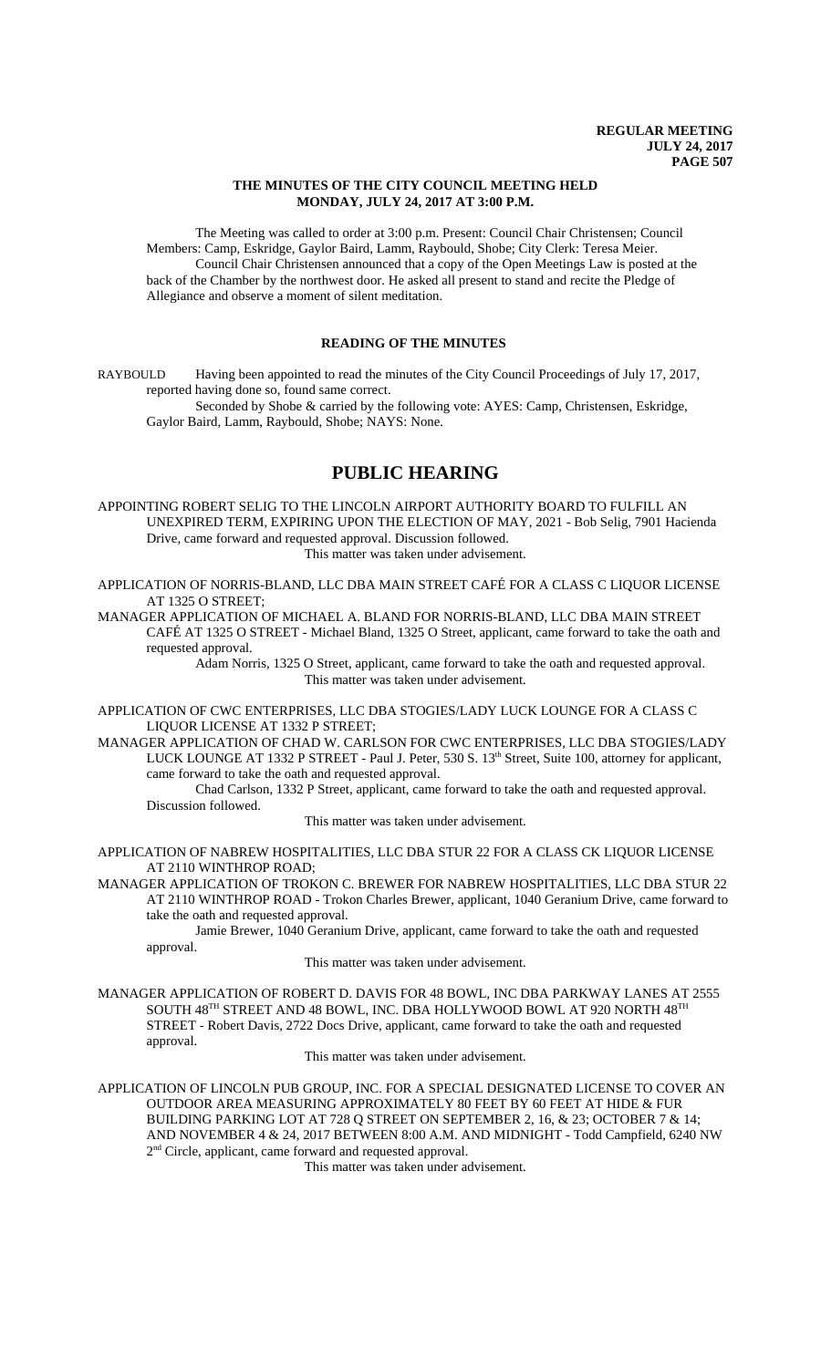# THE MINUTES OF THE CITY COUNCIL MEETING HELD MONDAY, JULY 24, 2017 AT 3:00 P.M.

The Meeting was called to order at 3:00 p.m. Present: Council Chair Christensen; Council Members: Camp, Eskridge, Gaylor Baird, Lamm, Raybould, Shobe; City Clerk: Teresa Meier.

Council Chair Christensen announced that a copy of the Open Meetings Law is posted at the back of the Chamber by the northwest door. He asked all present to stand and recite the Pledge of Allegiance and observe a moment of silent meditation.

## READING OF THE MINUTES

RAYBOULD Having been appointed to read the minutes of the City Council Proceedings of July 17, 2017, reported having done so, found same correct.

Seconded by Shobe & carried by the following vote: AYES: Camp, Christensen, Eskridge, Gaylor Baird, Lamm, Raybould, Shobe; NAYS: None.

# PUBLIC HEARING

APPOINTING ROBERT SELIG TO THE LINCOLN AIRPORT AUTHORITY BOARD TO FULFILL AN UNEXPIRED TERM, EXPIRING UPON THE ELECTION OF MAY, 2021 - Bob Selig, 7901 Hacienda Drive, came forward and requested approval. Discussion followed.

This matter was taken under advisement.

APPLICATION OF NORRIS-BLAND, LLC DBA MAIN STREET CAFÉ FOR A CLASS C LIQUOR LICENSE AT 1325 O STREET;

MANAGER APPLICATION OF MICHAEL A. BLAND FOR NORRIS-BLAND, LLC DBA MAIN STREET CAFÉ AT 1325 O STREET - Michael Bland, 1325 O Street, applicant, came forward to take the oath and requested approval.

Adam Norris, 1325 O Street, applicant, came forward to take the oath and requested approval.

This matter was taken under advisement.

APPLICATION OF CWC ENTERPRISES, LLC DBA STOGIES/LADY LUCK LOUNGE FOR A CLASS C LIQUOR LICENSE AT 1332 P STREET;

MANAGER APPLICATION OF CHAD W. CARLSON FOR CWC ENTERPRISES, LLC DBA STOGIES/LADY LUCK LOUNGE AT 1332 P STREET - Paul J. Peter, 530 S. 13th Street, Suite 100, attorney for applicant, came forward to take the oath and requested approval.

Chad Carlson, 1332 P Street, applicant, came forward to take the oath and requested approval. Discussion followed.

This matter was taken under advisement.

APPLICATION OF NABREW HOSPITALITIES, LLC DBA STUR 22 FOR A CLASS CK LIQUOR LICENSE AT 2110 WINTHROP ROAD;

MANAGER APPLICATION OF TROKON C. BREWER FOR NABREW HOSPITALITIES, LLC DBA STUR 22 AT 2110 WINTHROP ROAD - Trokon Charles Brewer, applicant, 1040 Geranium Drive, came forward to take the oath and requested approval.

Jamie Brewer, 1040 Geranium Drive, applicant, came forward to take the oath and requested approval.

This matter was taken under advisement.

MANAGER APPLICATION OF ROBERT D. DAVIS FOR 48 BOWL, INC DBA PARKWAY LANES AT 2555 SOUTH 48TH STREET AND 48 BOWL, INC. DBA HOLLYWOOD BOWL AT 920 NORTH 48TH STREET - Robert Davis, 2722 Docs Drive, applicant, came forward to take the oath and requested approval.

This matter was taken under advisement.

APPLICATION OF LINCOLN PUB GROUP, INC. FOR A SPECIAL DESIGNATED LICENSE TO COVER AN OUTDOOR AREA MEASURING APPROXIMATELY 80 FEET BY 60 FEET AT HIDE & FUR BUILDING PARKING LOT AT 728 Q STREET ON SEPTEMBER 2, 16, & 23; OCTOBER 7 & 14; AND NOVEMBER 4 & 24, 2017 BETWEEN 8:00 A.M. AND MIDNIGHT - Todd Campfield, 6240 NW 2nd Circle, applicant, came forward and requested approval.

This matter was taken under advisement.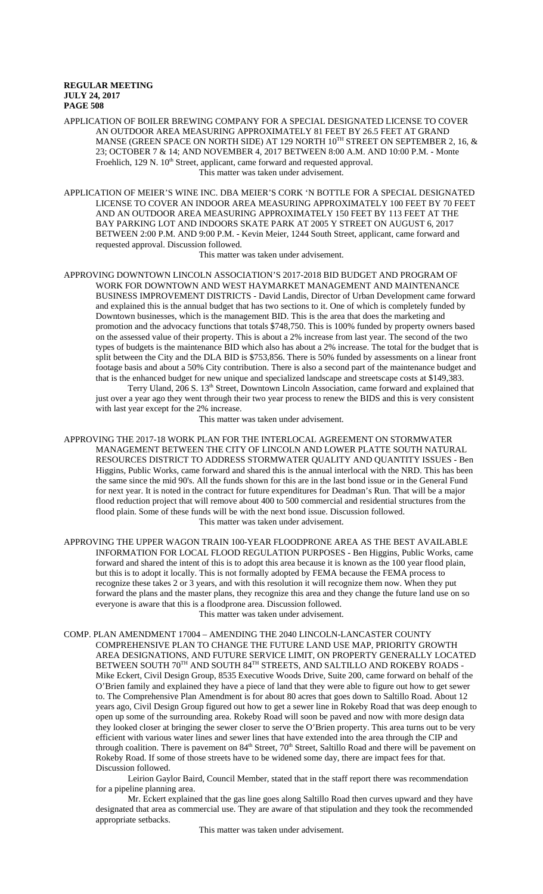APPLICATION OF BOILER BREWING COMPANY FOR A SPECIAL DESIGNATED LICENSE TO COVER AN OUTDOOR AREA MEASURING APPROXIMATELY 81 FEET BY 26.5 FEET AT GRAND MANSE (GREEN SPACE ON NORTH SIDE) AT 129 NORTH 10TH STREET ON SEPTEMBER 2, 16, & 23; OCTOBER 7 & 14; AND NOVEMBER 4, 2017 BETWEEN 8:00 A.M. AND 10:00 P.M. - Monte Froehlich, 129 N. 10th Street, applicant, came forward and requested approval.

This matter was taken under advisement.

APPLICATION OF MEIER'S WINE INC. DBA MEIER'S CORK 'N BOTTLE FOR A SPECIAL DESIGNATED LICENSE TO COVER AN INDOOR AREA MEASURING APPROXIMATELY 100 FEET BY 70 FEET AND AN OUTDOOR AREA MEASURING APPROXIMATELY 150 FEET BY 113 FEET AT THE BAY PARKING LOT AND INDOORS SKATE PARK AT 2005 Y STREET ON AUGUST 6, 2017 BETWEEN 2:00 P.M. AND 9:00 P.M. - Kevin Meier, 1244 South Street, applicant, came forward and requested approval. Discussion followed.

This matter was taken under advisement.

APPROVING DOWNTOWN LINCOLN ASSOCIATION'S 2017-2018 BID BUDGET AND PROGRAM OF WORK FOR DOWNTOWN AND WEST HAYMARKET MANAGEMENT AND MAINTENANCE BUSINESS IMPROVEMENT DISTRICTS - David Landis, Director of Urban Development came forward and explained this is the annual budget that has two sections to it. One of which is completely funded by Downtown businesses, which is the management BID. This is the area that does the marketing and promotion and the advocacy functions that totals $748,750. This is 100% funded by property owners based on the assessed value of their property. This is about a 2% increase from last year. The second of the two types of budgets is the maintenance BID which also has about a 2% increase. The total for the budget that is split between the City and the DLA BID is $753,856. There is 50% funded by assessments on a linear front footage basis and about a 50% City contribution. There is also a second part of the maintenance budget and that is the enhanced budget for new unique and specialized landscape and streetscape costs at $149,383.

Terry Uland, 206 S. 13th Street, Downtown Lincoln Association, came forward and explained that just over a year ago they went through their two year process to renew the BIDS and this is very consistent with last year except for the 2% increase.

This matter was taken under advisement.

APPROVING THE 2017-18 WORK PLAN FOR THE INTERLOCAL AGREEMENT ON STORMWATER MANAGEMENT BETWEEN THE CITY OF LINCOLN AND LOWER PLATTE SOUTH NATURAL RESOURCES DISTRICT TO ADDRESS STORMWATER QUALITY AND QUANTITY ISSUES - Ben Higgins, Public Works, came forward and shared this is the annual interlocal with the NRD. This has been the same since the mid 90's. All the funds shown for this are in the last bond issue or in the General Fund for next year. It is noted in the contract for future expenditures for Deadman's Run. That will be a major flood reduction project that will remove about 400 to 500 commercial and residential structures from the flood plain. Some of these funds will be with the next bond issue. Discussion followed.

This matter was taken under advisement.

APPROVING THE UPPER WAGON TRAIN 100-YEAR FLOODPRONE AREA AS THE BEST AVAILABLE INFORMATION FOR LOCAL FLOOD REGULATION PURPOSES - Ben Higgins, Public Works, came forward and shared the intent of this is to adopt this area because it is known as the 100 year flood plain, but this is to adopt it locally. This is not formally adopted by FEMA because the FEMA process to recognize these takes 2 or 3 years, and with this resolution it will recognize them now. When they put forward the plans and the master plans, they recognize this area and they change the future land use on so everyone is aware that this is a floodprone area. Discussion followed.

This matter was taken under advisement.

COMP. PLAN AMENDMENT 17004 – AMENDING THE 2040 LINCOLN-LANCASTER COUNTY COMPREHENSIVE PLAN TO CHANGE THE FUTURE LAND USE MAP, PRIORITY GROWTH AREA DESIGNATIONS, AND FUTURE SERVICE LIMIT, ON PROPERTY GENERALLY LOCATED BETWEEN SOUTH 70TH AND SOUTH 84TH STREETS, AND SALTILLO AND ROKEBY ROADS - Mike Eckert, Civil Design Group, 8535 Executive Woods Drive, Suite 200, came forward on behalf of the O'Brien family and explained they have a piece of land that they were able to figure out how to get sewer to. The Comprehensive Plan Amendment is for about 80 acres that goes down to Saltillo Road. About 12 years ago, Civil Design Group figured out how to get a sewer line in Rokeby Road that was deep enough to open up some of the surrounding area. Rokeby Road will soon be paved and now with more design data they looked closer at bringing the sewer closer to serve the O'Brien property. This area turns out to be very efficient with various water lines and sewer lines that have extended into the area through the CIP and through coalition. There is pavement on 84th Street, 70th Street, Saltillo Road and there will be pavement on Rokeby Road. If some of those streets have to be widened some day, there are impact fees for that. Discussion followed.

Leirion Gaylor Baird, Council Member, stated that in the staff report there was recommendation for a pipeline planning area.

Mr. Eckert explained that the gas line goes along Saltillo Road then curves upward and they have designated that area as commercial use. They are aware of that stipulation and they took the recommended appropriate setbacks.

This matter was taken under advisement.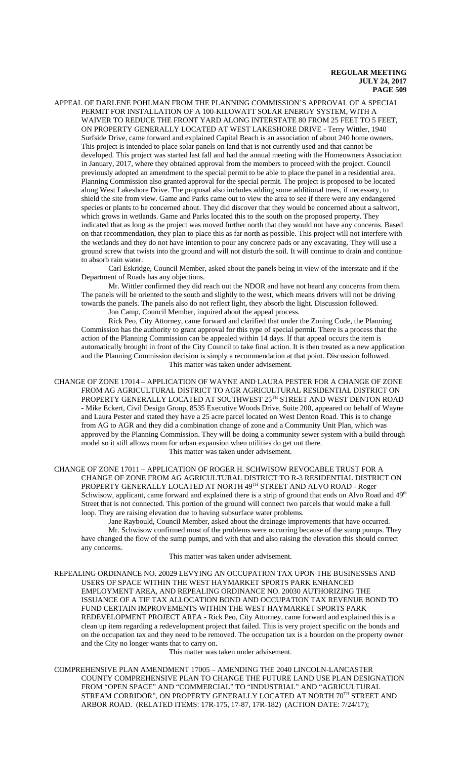APPEAL OF DARLENE POHLMAN FROM THE PLANNING COMMISSION'S APPROVAL OF A SPECIAL PERMIT FOR INSTALLATION OF A 100-KILOWATT SOLAR ENERGY SYSTEM, WITH A WAIVER TO REDUCE THE FRONT YARD ALONG INTERSTATE 80 FROM 25 FEET TO 5 FEET, ON PROPERTY GENERALLY LOCATED AT WEST LAKESHORE DRIVE - Terry Wittler, 1940 Surfside Drive, came forward and explained Capital Beach is an association of about 240 home owners. This project is intended to place solar panels on land that is not currently used and that cannot be developed. This project was started last fall and had the annual meeting with the Homeowners Association in January, 2017, where they obtained approval from the members to proceed with the project. Council previously adopted an amendment to the special permit to be able to place the panel in a residential area. Planning Commission also granted approval for the special permit. The project is proposed to be located along West Lakeshore Drive. The proposal also includes adding some additional trees, if necessary, to shield the site from view. Game and Parks came out to view the area to see if there were any endangered species or plants to be concerned about. They did discover that they would be concerned about a saltwort, which grows in wetlands. Game and Parks located this to the south on the proposed property. They indicated that as long as the project was moved further north that they would not have any concerns. Based on that recommendation, they plan to place this as far north as possible. This project will not interfere with the wetlands and they do not have intention to pour any concrete pads or any excavating. They will use a ground screw that twists into the ground and will not disturb the soil. It will continue to drain and continue to absorb rain water.

Carl Eskridge, Council Member, asked about the panels being in view of the interstate and if the Department of Roads has any objections.

Mr. Wittler confirmed they did reach out the NDOR and have not heard any concerns from them. The panels will be oriented to the south and slightly to the west, which means drivers will not be driving towards the panels. The panels also do not reflect light, they absorb the light. Discussion followed.

Jon Camp, Council Member, inquired about the appeal process.

Rick Peo, City Attorney, came forward and clarified that under the Zoning Code, the Planning Commission has the authority to grant approval for this type of special permit. There is a process that the action of the Planning Commission can be appealed within 14 days. If that appeal occurs the item is automatically brought in front of the City Council to take final action. It is then treated as a new application and the Planning Commission decision is simply a recommendation at that point. Discussion followed.

This matter was taken under advisement.

CHANGE OF ZONE 17014 – APPLICATION OF WAYNE AND LAURA PESTER FOR A CHANGE OF ZONE FROM AG AGRICULTURAL DISTRICT TO AGR AGRICULTURAL RESIDENTIAL DISTRICT ON PROPERTY GENERALLY LOCATED AT SOUTHWEST 25TH STREET AND WEST DENTON ROAD - Mike Eckert, Civil Design Group, 8535 Executive Woods Drive, Suite 200, appeared on behalf of Wayne and Laura Pester and stated they have a 25 acre parcel located on West Denton Road. This is to change from AG to AGR and they did a combination change of zone and a Community Unit Plan, which was approved by the Planning Commission. They will be doing a community sewer system with a build through model so it still allows room for urban expansion when utilities do get out there.

This matter was taken under advisement.

CHANGE OF ZONE 17011 – APPLICATION OF ROGER H. SCHWISOW REVOCABLE TRUST FOR A CHANGE OF ZONE FROM AG AGRICULTURAL DISTRICT TO R-3 RESIDENTIAL DISTRICT ON PROPERTY GENERALLY LOCATED AT NORTH 49TH STREET AND ALVO ROAD - Roger Schwisow, applicant, came forward and explained there is a strip of ground that ends on Alvo Road and 49th Street that is not connected. This portion of the ground will connect two parcels that would make a full loop. They are raising elevation due to having subsurface water problems.

Jane Raybould, Council Member, asked about the drainage improvements that have occurred.

Mr. Schwisow confirmed most of the problems were occurring because of the sump pumps. They have changed the flow of the sump pumps, and with that and also raising the elevation this should correct any concerns.

This matter was taken under advisement.

REPEALING ORDINANCE NO. 20029 LEVYING AN OCCUPATION TAX UPON THE BUSINESSES AND USERS OF SPACE WITHIN THE WEST HAYMARKET SPORTS PARK ENHANCED EMPLOYMENT AREA, AND REPEALING ORDINANCE NO. 20030 AUTHORIZING THE ISSUANCE OF A TIF TAX ALLOCATION BOND AND OCCUPATION TAX REVENUE BOND TO FUND CERTAIN IMPROVEMENTS WITHIN THE WEST HAYMARKET SPORTS PARK REDEVELOPMENT PROJECT AREA - Rick Peo, City Attorney, came forward and explained this is a clean up item regarding a redevelopment project that failed. This is very project specific on the bonds and on the occupation tax and they need to be removed. The occupation tax is a bourdon on the property owner and the City no longer wants that to carry on.

This matter was taken under advisement.

COMPREHENSIVE PLAN AMENDMENT 17005 – AMENDING THE 2040 LINCOLN-LANCASTER COUNTY COMPREHENSIVE PLAN TO CHANGE THE FUTURE LAND USE PLAN DESIGNATION FROM "OPEN SPACE" AND "COMMERCIAL" TO "INDUSTRIAL" AND "AGRICULTURAL STREAM CORRIDOR", ON PROPERTY GENERALLY LOCATED AT NORTH 70TH STREET AND ARBOR ROAD. (RELATED ITEMS: 17R-175, 17-87, 17R-182) (ACTION DATE: 7/24/17);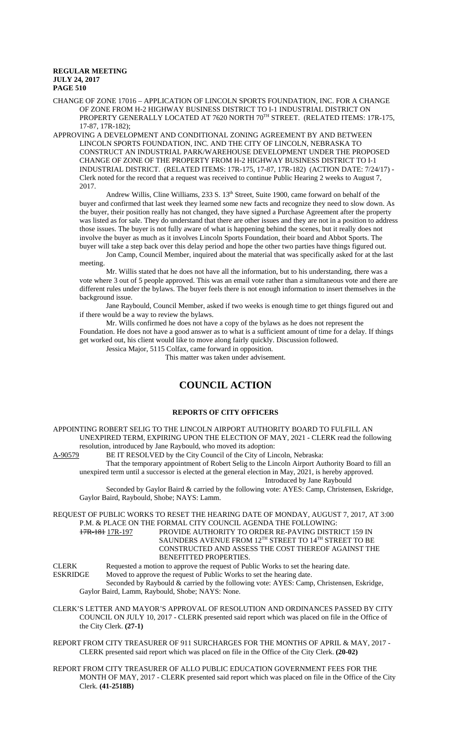CHANGE OF ZONE 17016 – APPLICATION OF LINCOLN SPORTS FOUNDATION, INC. FOR A CHANGE OF ZONE FROM H-2 HIGHWAY BUSINESS DISTRICT TO I-1 INDUSTRIAL DISTRICT ON PROPERTY GENERALLY LOCATED AT 7620 NORTH 70TH STREET. (RELATED ITEMS: 17R-175, 17-87, 17R-182);

APPROVING A DEVELOPMENT AND CONDITIONAL ZONING AGREEMENT BY AND BETWEEN LINCOLN SPORTS FOUNDATION, INC. AND THE CITY OF LINCOLN, NEBRASKA TO CONSTRUCT AN INDUSTRIAL PARK/WAREHOUSE DEVELOPMENT UNDER THE PROPOSED CHANGE OF ZONE OF THE PROPERTY FROM H-2 HIGHWAY BUSINESS DISTRICT TO I-1 INDUSTRIAL DISTRICT. (RELATED ITEMS: 17R-175, 17-87, 17R-182) (ACTION DATE: 7/24/17) - Clerk noted for the record that a request was received to continue Public Hearing 2 weeks to August 7, 2017.

Andrew Willis, Cline Williams, 233 S. 13th Street, Suite 1900, came forward on behalf of the buyer and confirmed that last week they learned some new facts and recognize they need to slow down. As the buyer, their position really has not changed, they have signed a Purchase Agreement after the property was listed as for sale. They do understand that there are other issues and they are not in a position to address those issues. The buyer is not fully aware of what is happening behind the scenes, but it really does not involve the buyer as much as it involves Lincoln Sports Foundation, their board and Abbot Sports. The buyer will take a step back over this delay period and hope the other two parties have things figured out.

Jon Camp, Council Member, inquired about the material that was specifically asked for at the last meeting.

Mr. Willis stated that he does not have all the information, but to his understanding, there was a vote where 3 out of 5 people approved. This was an email vote rather than a simultaneous vote and there are different rules under the bylaws. The buyer feels there is not enough information to insert themselves in the background issue.

Jane Raybould, Council Member, asked if two weeks is enough time to get things figured out and if there would be a way to review the bylaws.

Mr. Wills confirmed he does not have a copy of the bylaws as he does not represent the Foundation. He does not have a good answer as to what is a sufficient amount of time for a delay. If things get worked out, his client would like to move along fairly quickly. Discussion followed.

Jessica Major, 5115 Colfax, came forward in opposition.

This matter was taken under advisement.

# COUNCIL ACTION

## REPORTS OF CITY OFFICERS

APPOINTING ROBERT SELIG TO THE LINCOLN AIRPORT AUTHORITY BOARD TO FULFILL AN UNEXPIRED TERM, EXPIRING UPON THE ELECTION OF MAY, 2021 - CLERK read the following resolution, introduced by Jane Raybould, who moved its adoption:

A-90579 BE IT RESOLVED by the City Council of the City of Lincoln, Nebraska:

That the temporary appointment of Robert Selig to the Lincoln Airport Authority Board to fill an unexpired term until a successor is elected at the general election in May, 2021, is hereby approved.

Introduced by Jane Raybould

Seconded by Gaylor Baird & carried by the following vote: AYES: Camp, Christensen, Eskridge, Gaylor Baird, Raybould, Shobe; NAYS: Lamm.

REQUEST OF PUBLIC WORKS TO RESET THE HEARING DATE OF MONDAY, AUGUST 7, 2017, AT 3:00 P.M. & PLACE ON THE FORMAL CITY COUNCIL AGENDA THE FOLLOWING:

~~17R-181~~ 17R-197 PROVIDE AUTHORITY TO ORDER RE-PAVING DISTRICT 159 IN SAUNDERS AVENUE FROM 12TH STREET TO 14TH STREET TO BE CONSTRUCTED AND ASSESS THE COST THEREOF AGAINST THE BENEFITTED PROPERTIES.

CLERK Requested a motion to approve the request of Public Works to set the hearing date.

ESKRIDGE Moved to approve the request of Public Works to set the hearing date.

Seconded by Raybould & carried by the following vote: AYES: Camp, Christensen, Eskridge, Gaylor Baird, Lamm, Raybould, Shobe; NAYS: None.

CLERK'S LETTER AND MAYOR'S APPROVAL OF RESOLUTION AND ORDINANCES PASSED BY CITY COUNCIL ON JULY 10, 2017 - CLERK presented said report which was placed on file in the Office of the City Clerk. **(27-1)**

REPORT FROM CITY TREASURER OF 911 SURCHARGES FOR THE MONTHS OF APRIL & MAY, 2017 - CLERK presented said report which was placed on file in the Office of the City Clerk. **(20-02)**

REPORT FROM CITY TREASURER OF ALLO PUBLIC EDUCATION GOVERNMENT FEES FOR THE MONTH OF MAY, 2017 - CLERK presented said report which was placed on file in the Office of the City Clerk. **(41-2518B)**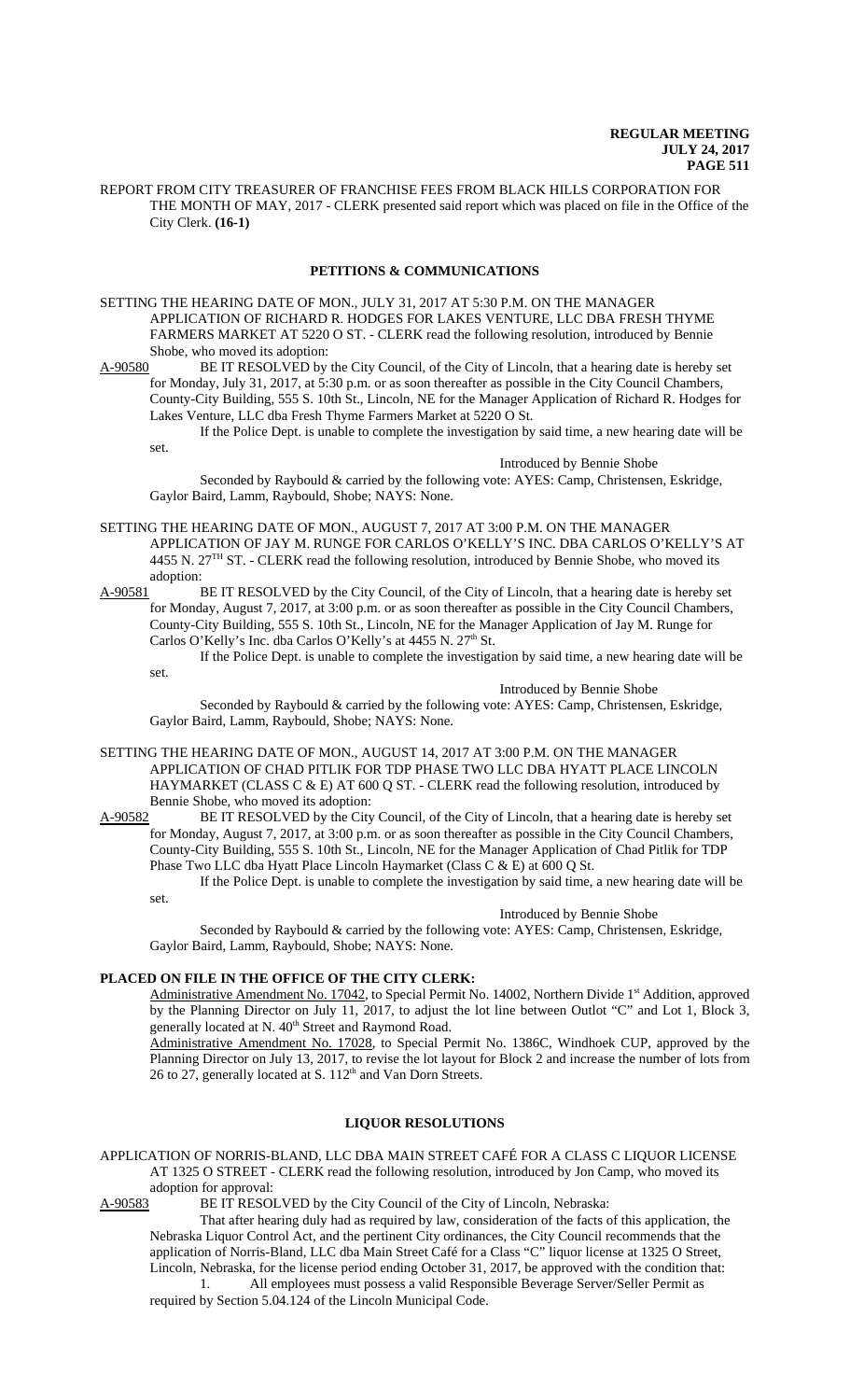REPORT FROM CITY TREASURER OF FRANCHISE FEES FROM BLACK HILLS CORPORATION FOR THE MONTH OF MAY, 2017 - CLERK presented said report which was placed on file in the Office of the City Clerk. **(16-1)**

## PETITIONS & COMMUNICATIONS

SETTING THE HEARING DATE OF MON., JULY 31, 2017 AT 5:30 P.M. ON THE MANAGER APPLICATION OF RICHARD R. HODGES FOR LAKES VENTURE, LLC DBA FRESH THYME FARMERS MARKET AT 5220 O ST. - CLERK read the following resolution, introduced by Bennie Shobe, who moved its adoption:

A-90580 BE IT RESOLVED by the City Council, of the City of Lincoln, that a hearing date is hereby set for Monday, July 31, 2017, at 5:30 p.m. or as soon thereafter as possible in the City Council Chambers, County-City Building, 555 S. 10th St., Lincoln, NE for the Manager Application of Richard R. Hodges for Lakes Venture, LLC dba Fresh Thyme Farmers Market at 5220 O St.

If the Police Dept. is unable to complete the investigation by said time, a new hearing date will be set.

Introduced by Bennie Shobe

Seconded by Raybould & carried by the following vote: AYES: Camp, Christensen, Eskridge, Gaylor Baird, Lamm, Raybould, Shobe; NAYS: None.

SETTING THE HEARING DATE OF MON., AUGUST 7, 2017 AT 3:00 P.M. ON THE MANAGER APPLICATION OF JAY M. RUNGE FOR CARLOS O'KELLY'S INC. DBA CARLOS O'KELLY'S AT 4455 N. 27TH ST. - CLERK read the following resolution, introduced by Bennie Shobe, who moved its adoption:

A-90581 BE IT RESOLVED by the City Council, of the City of Lincoln, that a hearing date is hereby set for Monday, August 7, 2017, at 3:00 p.m. or as soon thereafter as possible in the City Council Chambers, County-City Building, 555 S. 10th St., Lincoln, NE for the Manager Application of Jay M. Runge for Carlos O'Kelly's Inc. dba Carlos O'Kelly's at 4455 N. 27th St.

If the Police Dept. is unable to complete the investigation by said time, a new hearing date will be set.

Introduced by Bennie Shobe

Seconded by Raybould & carried by the following vote: AYES: Camp, Christensen, Eskridge, Gaylor Baird, Lamm, Raybould, Shobe; NAYS: None.

SETTING THE HEARING DATE OF MON., AUGUST 14, 2017 AT 3:00 P.M. ON THE MANAGER APPLICATION OF CHAD PITLIK FOR TDP PHASE TWO LLC DBA HYATT PLACE LINCOLN HAYMARKET (CLASS C & E) AT 600 Q ST. - CLERK read the following resolution, introduced by Bennie Shobe, who moved its adoption:

A-90582 BE IT RESOLVED by the City Council, of the City of Lincoln, that a hearing date is hereby set for Monday, August 7, 2017, at 3:00 p.m. or as soon thereafter as possible in the City Council Chambers, County-City Building, 555 S. 10th St., Lincoln, NE for the Manager Application of Chad Pitlik for TDP Phase Two LLC dba Hyatt Place Lincoln Haymarket (Class C & E) at 600 Q St.

If the Police Dept. is unable to complete the investigation by said time, a new hearing date will be set.

Introduced by Bennie Shobe

Seconded by Raybould & carried by the following vote: AYES: Camp, Christensen, Eskridge, Gaylor Baird, Lamm, Raybould, Shobe; NAYS: None.

**PLACED ON FILE IN THE OFFICE OF THE CITY CLERK:**

Administrative Amendment No. 17042, to Special Permit No. 14002, Northern Divide 1st Addition, approved by the Planning Director on July 11, 2017, to adjust the lot line between Outlot "C" and Lot 1, Block 3, generally located at N. 40th Street and Raymond Road.

Administrative Amendment No. 17028, to Special Permit No. 1386C, Windhoek CUP, approved by the Planning Director on July 13, 2017, to revise the lot layout for Block 2 and increase the number of lots from 26 to 27, generally located at S. 112th and Van Dorn Streets.

## LIQUOR RESOLUTIONS

APPLICATION OF NORRIS-BLAND, LLC DBA MAIN STREET CAFÉ FOR A CLASS C LIQUOR LICENSE AT 1325 O STREET - CLERK read the following resolution, introduced by Jon Camp, who moved its adoption for approval:

A-90583 BE IT RESOLVED by the City Council of the City of Lincoln, Nebraska:

That after hearing duly had as required by law, consideration of the facts of this application, the Nebraska Liquor Control Act, and the pertinent City ordinances, the City Council recommends that the application of Norris-Bland, LLC dba Main Street Café for a Class "C" liquor license at 1325 O Street, Lincoln, Nebraska, for the license period ending October 31, 2017, be approved with the condition that:

1. All employees must possess a valid Responsible Beverage Server/Seller Permit as required by Section 5.04.124 of the Lincoln Municipal Code.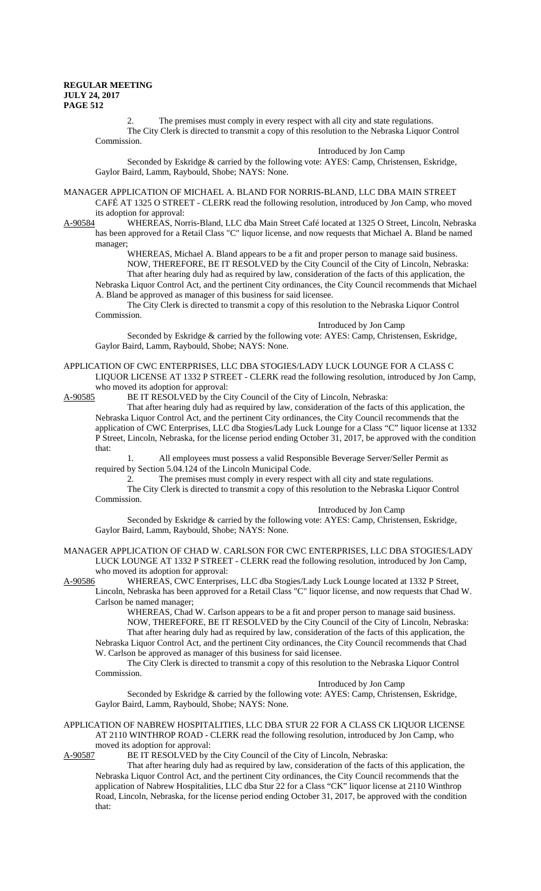2. The premises must comply in every respect with all city and state regulations.

The City Clerk is directed to transmit a copy of this resolution to the Nebraska Liquor Control Commission.

Introduced by Jon Camp

Seconded by Eskridge & carried by the following vote: AYES: Camp, Christensen, Eskridge, Gaylor Baird, Lamm, Raybould, Shobe; NAYS: None.

MANAGER APPLICATION OF MICHAEL A. BLAND FOR NORRIS-BLAND, LLC DBA MAIN STREET CAFÉ AT 1325 O STREET - CLERK read the following resolution, introduced by Jon Camp, who moved its adoption for approval:

A-90584 WHEREAS, Norris-Bland, LLC dba Main Street Café located at 1325 O Street, Lincoln, Nebraska has been approved for a Retail Class "C" liquor license, and now requests that Michael A. Bland be named manager;

WHEREAS, Michael A. Bland appears to be a fit and proper person to manage said business.

NOW, THEREFORE, BE IT RESOLVED by the City Council of the City of Lincoln, Nebraska:

That after hearing duly had as required by law, consideration of the facts of this application, the Nebraska Liquor Control Act, and the pertinent City ordinances, the City Council recommends that Michael A. Bland be approved as manager of this business for said licensee.

The City Clerk is directed to transmit a copy of this resolution to the Nebraska Liquor Control Commission.

Introduced by Jon Camp

Seconded by Eskridge & carried by the following vote: AYES: Camp, Christensen, Eskridge, Gaylor Baird, Lamm, Raybould, Shobe; NAYS: None.

APPLICATION OF CWC ENTERPRISES, LLC DBA STOGIES/LADY LUCK LOUNGE FOR A CLASS C LIQUOR LICENSE AT 1332 P STREET - CLERK read the following resolution, introduced by Jon Camp, who moved its adoption for approval:

A-90585 BE IT RESOLVED by the City Council of the City of Lincoln, Nebraska:

That after hearing duly had as required by law, consideration of the facts of this application, the Nebraska Liquor Control Act, and the pertinent City ordinances, the City Council recommends that the application of CWC Enterprises, LLC dba Stogies/Lady Luck Lounge for a Class "C" liquor license at 1332 P Street, Lincoln, Nebraska, for the license period ending October 31, 2017, be approved with the condition that:

1. All employees must possess a valid Responsible Beverage Server/Seller Permit as required by Section 5.04.124 of the Lincoln Municipal Code.

2. The premises must comply in every respect with all city and state regulations.

The City Clerk is directed to transmit a copy of this resolution to the Nebraska Liquor Control Commission.

Introduced by Jon Camp

Seconded by Eskridge & carried by the following vote: AYES: Camp, Christensen, Eskridge, Gaylor Baird, Lamm, Raybould, Shobe; NAYS: None.

MANAGER APPLICATION OF CHAD W. CARLSON FOR CWC ENTERPRISES, LLC DBA STOGIES/LADY LUCK LOUNGE AT 1332 P STREET - CLERK read the following resolution, introduced by Jon Camp, who moved its adoption for approval:

A-90586 WHEREAS, CWC Enterprises, LLC dba Stogies/Lady Luck Lounge located at 1332 P Street, Lincoln, Nebraska has been approved for a Retail Class "C" liquor license, and now requests that Chad W. Carlson be named manager;

WHEREAS, Chad W. Carlson appears to be a fit and proper person to manage said business.

NOW, THEREFORE, BE IT RESOLVED by the City Council of the City of Lincoln, Nebraska:

That after hearing duly had as required by law, consideration of the facts of this application, the Nebraska Liquor Control Act, and the pertinent City ordinances, the City Council recommends that Chad W. Carlson be approved as manager of this business for said licensee.

The City Clerk is directed to transmit a copy of this resolution to the Nebraska Liquor Control Commission.

Introduced by Jon Camp

Seconded by Eskridge & carried by the following vote: AYES: Camp, Christensen, Eskridge, Gaylor Baird, Lamm, Raybould, Shobe; NAYS: None.

APPLICATION OF NABREW HOSPITALITIES, LLC DBA STUR 22 FOR A CLASS CK LIQUOR LICENSE AT 2110 WINTHROP ROAD - CLERK read the following resolution, introduced by Jon Camp, who moved its adoption for approval:

A-90587 BE IT RESOLVED by the City Council of the City of Lincoln, Nebraska:

That after hearing duly had as required by law, consideration of the facts of this application, the Nebraska Liquor Control Act, and the pertinent City ordinances, the City Council recommends that the application of Nabrew Hospitalities, LLC dba Stur 22 for a Class "CK" liquor license at 2110 Winthrop Road, Lincoln, Nebraska, for the license period ending October 31, 2017, be approved with the condition that: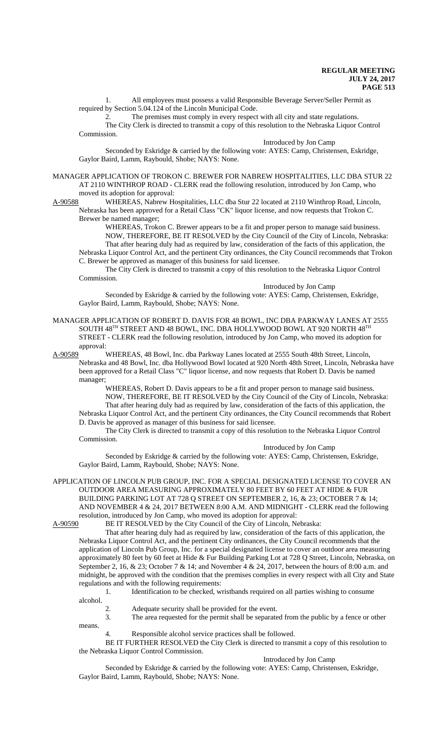1. All employees must possess a valid Responsible Beverage Server/Seller Permit as required by Section 5.04.124 of the Lincoln Municipal Code.

2. The premises must comply in every respect with all city and state regulations.

The City Clerk is directed to transmit a copy of this resolution to the Nebraska Liquor Control Commission.

Introduced by Jon Camp

Seconded by Eskridge & carried by the following vote: AYES: Camp, Christensen, Eskridge, Gaylor Baird, Lamm, Raybould, Shobe; NAYS: None.

MANAGER APPLICATION OF TROKON C. BREWER FOR NABREW HOSPITALITIES, LLC DBA STUR 22 AT 2110 WINTHROP ROAD - CLERK read the following resolution, introduced by Jon Camp, who moved its adoption for approval:

A-90588 WHEREAS, Nabrew Hospitalities, LLC dba Stur 22 located at 2110 Winthrop Road, Lincoln, Nebraska has been approved for a Retail Class "CK" liquor license, and now requests that Trokon C. Brewer be named manager;

WHEREAS, Trokon C. Brewer appears to be a fit and proper person to manage said business.

NOW, THEREFORE, BE IT RESOLVED by the City Council of the City of Lincoln, Nebraska:

That after hearing duly had as required by law, consideration of the facts of this application, the Nebraska Liquor Control Act, and the pertinent City ordinances, the City Council recommends that Trokon C. Brewer be approved as manager of this business for said licensee.

The City Clerk is directed to transmit a copy of this resolution to the Nebraska Liquor Control Commission.

Introduced by Jon Camp

Seconded by Eskridge & carried by the following vote: AYES: Camp, Christensen, Eskridge, Gaylor Baird, Lamm, Raybould, Shobe; NAYS: None.

MANAGER APPLICATION OF ROBERT D. DAVIS FOR 48 BOWL, INC DBA PARKWAY LANES AT 2555 SOUTH 48TH STREET AND 48 BOWL, INC. DBA HOLLYWOOD BOWL AT 920 NORTH 48TH STREET - CLERK read the following resolution, introduced by Jon Camp, who moved its adoption for approval:

A-90589 WHEREAS, 48 Bowl, Inc. dba Parkway Lanes located at 2555 South 48th Street, Lincoln, Nebraska and 48 Bowl, Inc. dba Hollywood Bowl located at 920 North 48th Street, Lincoln, Nebraska have been approved for a Retail Class "C" liquor license, and now requests that Robert D. Davis be named manager;

WHEREAS, Robert D. Davis appears to be a fit and proper person to manage said business.

NOW, THEREFORE, BE IT RESOLVED by the City Council of the City of Lincoln, Nebraska:

That after hearing duly had as required by law, consideration of the facts of this application, the Nebraska Liquor Control Act, and the pertinent City ordinances, the City Council recommends that Robert D. Davis be approved as manager of this business for said licensee.

The City Clerk is directed to transmit a copy of this resolution to the Nebraska Liquor Control Commission.

Introduced by Jon Camp

Seconded by Eskridge & carried by the following vote: AYES: Camp, Christensen, Eskridge, Gaylor Baird, Lamm, Raybould, Shobe; NAYS: None.

APPLICATION OF LINCOLN PUB GROUP, INC. FOR A SPECIAL DESIGNATED LICENSE TO COVER AN OUTDOOR AREA MEASURING APPROXIMATELY 80 FEET BY 60 FEET AT HIDE & FUR BUILDING PARKING LOT AT 728 Q STREET ON SEPTEMBER 2, 16, & 23; OCTOBER 7 & 14; AND NOVEMBER 4 & 24, 2017 BETWEEN 8:00 A.M. AND MIDNIGHT - CLERK read the following resolution, introduced by Jon Camp, who moved its adoption for approval:

A-90590 BE IT RESOLVED by the City Council of the City of Lincoln, Nebraska:

That after hearing duly had as required by law, consideration of the facts of this application, the Nebraska Liquor Control Act, and the pertinent City ordinances, the City Council recommends that the application of Lincoln Pub Group, Inc. for a special designated license to cover an outdoor area measuring approximately 80 feet by 60 feet at Hide & Fur Building Parking Lot at 728 Q Street, Lincoln, Nebraska, on September 2, 16, & 23; October 7 & 14; and November 4 & 24, 2017, between the hours of 8:00 a.m. and midnight, be approved with the condition that the premises complies in every respect with all City and State regulations and with the following requirements:

1. Identification to be checked, wristbands required on all parties wishing to consume alcohol.

2. Adequate security shall be provided for the event.

3. The area requested for the permit shall be separated from the public by a fence or other means.

4. Responsible alcohol service practices shall be followed.

BE IT FURTHER RESOLVED the City Clerk is directed to transmit a copy of this resolution to the Nebraska Liquor Control Commission.

Introduced by Jon Camp

Seconded by Eskridge & carried by the following vote: AYES: Camp, Christensen, Eskridge, Gaylor Baird, Lamm, Raybould, Shobe; NAYS: None.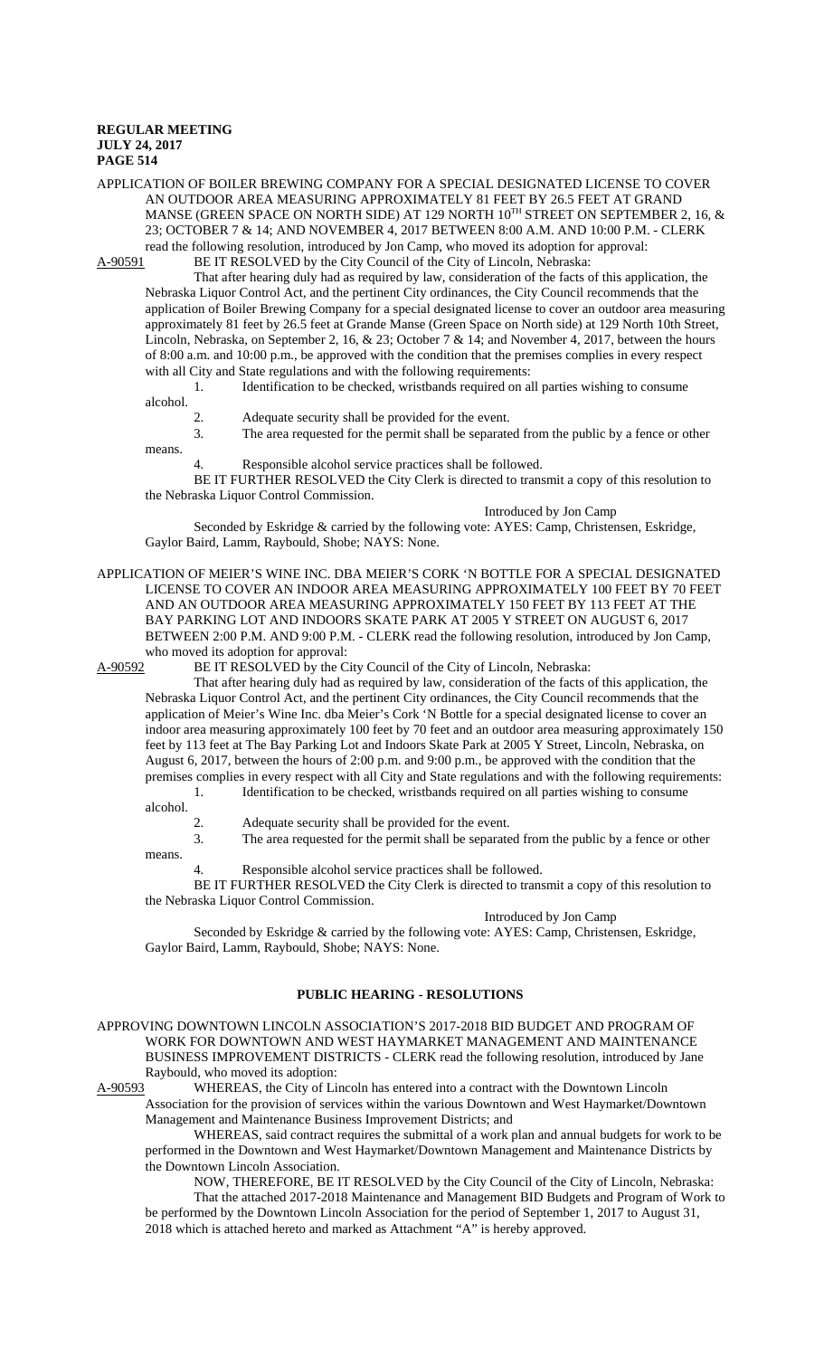APPLICATION OF BOILER BREWING COMPANY FOR A SPECIAL DESIGNATED LICENSE TO COVER AN OUTDOOR AREA MEASURING APPROXIMATELY 81 FEET BY 26.5 FEET AT GRAND MANSE (GREEN SPACE ON NORTH SIDE) AT 129 NORTH 10TH STREET ON SEPTEMBER 2, 16, & 23; OCTOBER 7 & 14; AND NOVEMBER 4, 2017 BETWEEN 8:00 A.M. AND 10:00 P.M. - CLERK read the following resolution, introduced by Jon Camp, who moved its adoption for approval:

A-90591 BE IT RESOLVED by the City Council of the City of Lincoln, Nebraska:

That after hearing duly had as required by law, consideration of the facts of this application, the Nebraska Liquor Control Act, and the pertinent City ordinances, the City Council recommends that the application of Boiler Brewing Company for a special designated license to cover an outdoor area measuring approximately 81 feet by 26.5 feet at Grande Manse (Green Space on North side) at 129 North 10th Street, Lincoln, Nebraska, on September 2, 16, & 23; October 7 & 14; and November 4, 2017, between the hours of 8:00 a.m. and 10:00 p.m., be approved with the condition that the premises complies in every respect with all City and State regulations and with the following requirements:

1. Identification to be checked, wristbands required on all parties wishing to consume alcohol.
2. Adequate security shall be provided for the event.
3. The area requested for the permit shall be separated from the public by a fence or other means.
4. Responsible alcohol service practices shall be followed.

BE IT FURTHER RESOLVED the City Clerk is directed to transmit a copy of this resolution to the Nebraska Liquor Control Commission.

Introduced by Jon Camp

Seconded by Eskridge & carried by the following vote: AYES: Camp, Christensen, Eskridge, Gaylor Baird, Lamm, Raybould, Shobe; NAYS: None.

APPLICATION OF MEIER'S WINE INC. DBA MEIER'S CORK 'N BOTTLE FOR A SPECIAL DESIGNATED LICENSE TO COVER AN INDOOR AREA MEASURING APPROXIMATELY 100 FEET BY 70 FEET AND AN OUTDOOR AREA MEASURING APPROXIMATELY 150 FEET BY 113 FEET AT THE BAY PARKING LOT AND INDOORS SKATE PARK AT 2005 Y STREET ON AUGUST 6, 2017 BETWEEN 2:00 P.M. AND 9:00 P.M. - CLERK read the following resolution, introduced by Jon Camp, who moved its adoption for approval:

A-90592 BE IT RESOLVED by the City Council of the City of Lincoln, Nebraska:

That after hearing duly had as required by law, consideration of the facts of this application, the Nebraska Liquor Control Act, and the pertinent City ordinances, the City Council recommends that the application of Meier's Wine Inc. dba Meier's Cork 'N Bottle for a special designated license to cover an indoor area measuring approximately 100 feet by 70 feet and an outdoor area measuring approximately 150 feet by 113 feet at The Bay Parking Lot and Indoors Skate Park at 2005 Y Street, Lincoln, Nebraska, on August 6, 2017, between the hours of 2:00 p.m. and 9:00 p.m., be approved with the condition that the premises complies in every respect with all City and State regulations and with the following requirements:

1. Identification to be checked, wristbands required on all parties wishing to consume alcohol.
2. Adequate security shall be provided for the event.
3. The area requested for the permit shall be separated from the public by a fence or other means.
4. Responsible alcohol service practices shall be followed.

BE IT FURTHER RESOLVED the City Clerk is directed to transmit a copy of this resolution to the Nebraska Liquor Control Commission.

Introduced by Jon Camp

Seconded by Eskridge & carried by the following vote: AYES: Camp, Christensen, Eskridge, Gaylor Baird, Lamm, Raybould, Shobe; NAYS: None.

## PUBLIC HEARING - RESOLUTIONS

APPROVING DOWNTOWN LINCOLN ASSOCIATION'S 2017-2018 BID BUDGET AND PROGRAM OF WORK FOR DOWNTOWN AND WEST HAYMARKET MANAGEMENT AND MAINTENANCE BUSINESS IMPROVEMENT DISTRICTS - CLERK read the following resolution, introduced by Jane Raybould, who moved its adoption:

A-90593 WHEREAS, the City of Lincoln has entered into a contract with the Downtown Lincoln Association for the provision of services within the various Downtown and West Haymarket/Downtown Management and Maintenance Business Improvement Districts; and

WHEREAS, said contract requires the submittal of a work plan and annual budgets for work to be performed in the Downtown and West Haymarket/Downtown Management and Maintenance Districts by the Downtown Lincoln Association.

NOW, THEREFORE, BE IT RESOLVED by the City Council of the City of Lincoln, Nebraska:

That the attached 2017-2018 Maintenance and Management BID Budgets and Program of Work to be performed by the Downtown Lincoln Association for the period of September 1, 2017 to August 31, 2018 which is attached hereto and marked as Attachment "A" is hereby approved.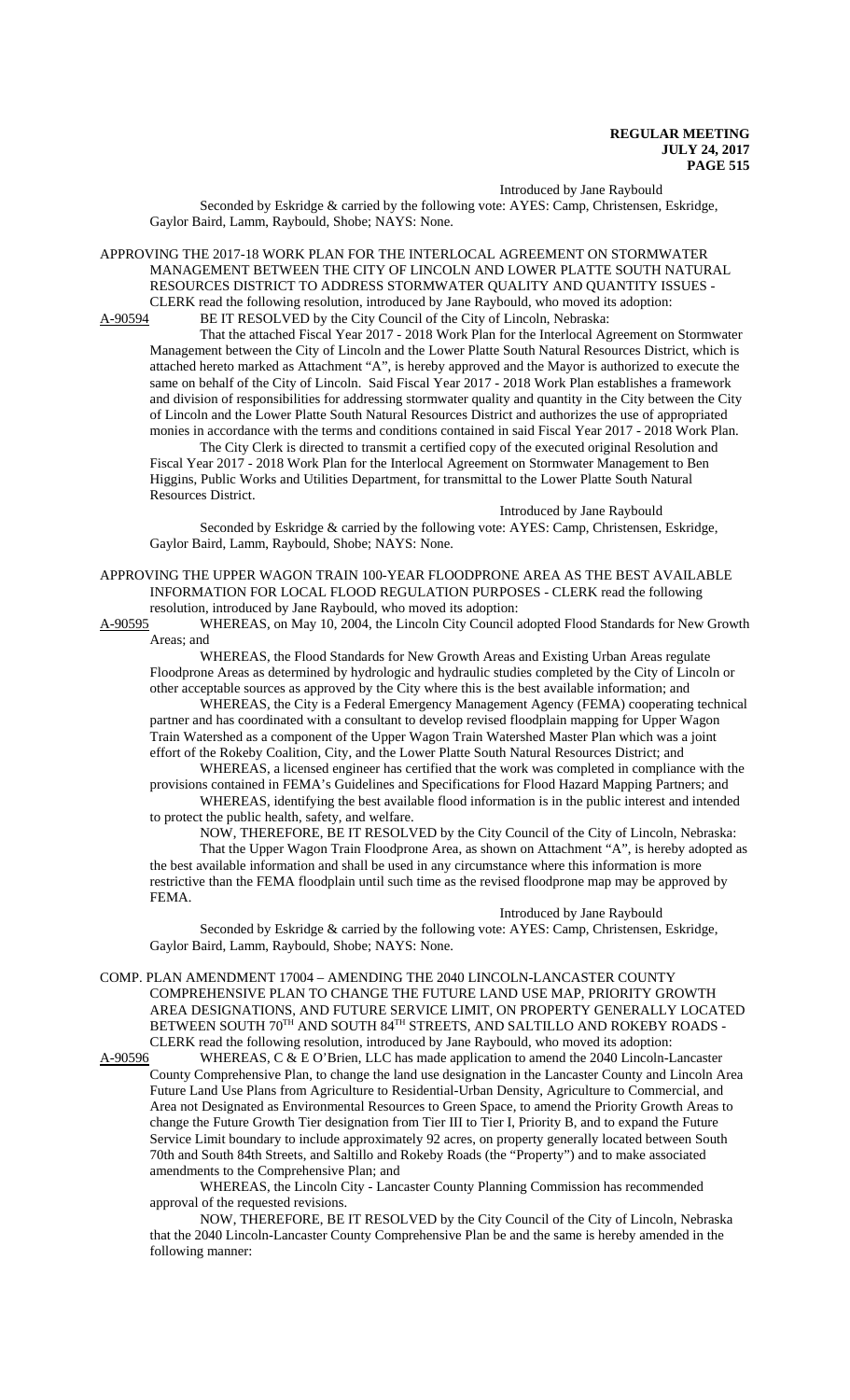Introduced by Jane Raybould

Seconded by Eskridge & carried by the following vote: AYES: Camp, Christensen, Eskridge, Gaylor Baird, Lamm, Raybould, Shobe; NAYS: None.

APPROVING THE 2017-18 WORK PLAN FOR THE INTERLOCAL AGREEMENT ON STORMWATER MANAGEMENT BETWEEN THE CITY OF LINCOLN AND LOWER PLATTE SOUTH NATURAL RESOURCES DISTRICT TO ADDRESS STORMWATER QUALITY AND QUANTITY ISSUES - CLERK read the following resolution, introduced by Jane Raybould, who moved its adoption:

A-90594 BE IT RESOLVED by the City Council of the City of Lincoln, Nebraska:

That the attached Fiscal Year 2017 - 2018 Work Plan for the Interlocal Agreement on Stormwater Management between the City of Lincoln and the Lower Platte South Natural Resources District, which is attached hereto marked as Attachment "A", is hereby approved and the Mayor is authorized to execute the same on behalf of the City of Lincoln. Said Fiscal Year 2017 - 2018 Work Plan establishes a framework and division of responsibilities for addressing stormwater quality and quantity in the City between the City of Lincoln and the Lower Platte South Natural Resources District and authorizes the use of appropriated monies in accordance with the terms and conditions contained in said Fiscal Year 2017 - 2018 Work Plan.

The City Clerk is directed to transmit a certified copy of the executed original Resolution and Fiscal Year 2017 - 2018 Work Plan for the Interlocal Agreement on Stormwater Management to Ben Higgins, Public Works and Utilities Department, for transmittal to the Lower Platte South Natural Resources District.

Introduced by Jane Raybould

Seconded by Eskridge & carried by the following vote: AYES: Camp, Christensen, Eskridge, Gaylor Baird, Lamm, Raybould, Shobe; NAYS: None.

APPROVING THE UPPER WAGON TRAIN 100-YEAR FLOODPRONE AREA AS THE BEST AVAILABLE INFORMATION FOR LOCAL FLOOD REGULATION PURPOSES - CLERK read the following resolution, introduced by Jane Raybould, who moved its adoption:

A-90595 WHEREAS, on May 10, 2004, the Lincoln City Council adopted Flood Standards for New Growth Areas; and

WHEREAS, the Flood Standards for New Growth Areas and Existing Urban Areas regulate Floodprone Areas as determined by hydrologic and hydraulic studies completed by the City of Lincoln or other acceptable sources as approved by the City where this is the best available information; and

WHEREAS, the City is a Federal Emergency Management Agency (FEMA) cooperating technical partner and has coordinated with a consultant to develop revised floodplain mapping for Upper Wagon Train Watershed as a component of the Upper Wagon Train Watershed Master Plan which was a joint effort of the Rokeby Coalition, City, and the Lower Platte South Natural Resources District; and

WHEREAS, a licensed engineer has certified that the work was completed in compliance with the provisions contained in FEMA's Guidelines and Specifications for Flood Hazard Mapping Partners; and

WHEREAS, identifying the best available flood information is in the public interest and intended to protect the public health, safety, and welfare.

NOW, THEREFORE, BE IT RESOLVED by the City Council of the City of Lincoln, Nebraska:

That the Upper Wagon Train Floodprone Area, as shown on Attachment "A", is hereby adopted as the best available information and shall be used in any circumstance where this information is more restrictive than the FEMA floodplain until such time as the revised floodprone map may be approved by FEMA.

Introduced by Jane Raybould

Seconded by Eskridge & carried by the following vote: AYES: Camp, Christensen, Eskridge, Gaylor Baird, Lamm, Raybould, Shobe; NAYS: None.

COMP. PLAN AMENDMENT 17004 – AMENDING THE 2040 LINCOLN-LANCASTER COUNTY COMPREHENSIVE PLAN TO CHANGE THE FUTURE LAND USE MAP, PRIORITY GROWTH AREA DESIGNATIONS, AND FUTURE SERVICE LIMIT, ON PROPERTY GENERALLY LOCATED BETWEEN SOUTH 70TH AND SOUTH 84TH STREETS, AND SALTILLO AND ROKEBY ROADS - CLERK read the following resolution, introduced by Jane Raybould, who moved its adoption:

A-90596 WHEREAS, C & E O'Brien, LLC has made application to amend the 2040 Lincoln-Lancaster County Comprehensive Plan, to change the land use designation in the Lancaster County and Lincoln Area Future Land Use Plans from Agriculture to Residential-Urban Density, Agriculture to Commercial, and Area not Designated as Environmental Resources to Green Space, to amend the Priority Growth Areas to change the Future Growth Tier designation from Tier III to Tier I, Priority B, and to expand the Future Service Limit boundary to include approximately 92 acres, on property generally located between South 70th and South 84th Streets, and Saltillo and Rokeby Roads (the "Property") and to make associated amendments to the Comprehensive Plan; and

WHEREAS, the Lincoln City - Lancaster County Planning Commission has recommended approval of the requested revisions.

NOW, THEREFORE, BE IT RESOLVED by the City Council of the City of Lincoln, Nebraska that the 2040 Lincoln-Lancaster County Comprehensive Plan be and the same is hereby amended in the following manner: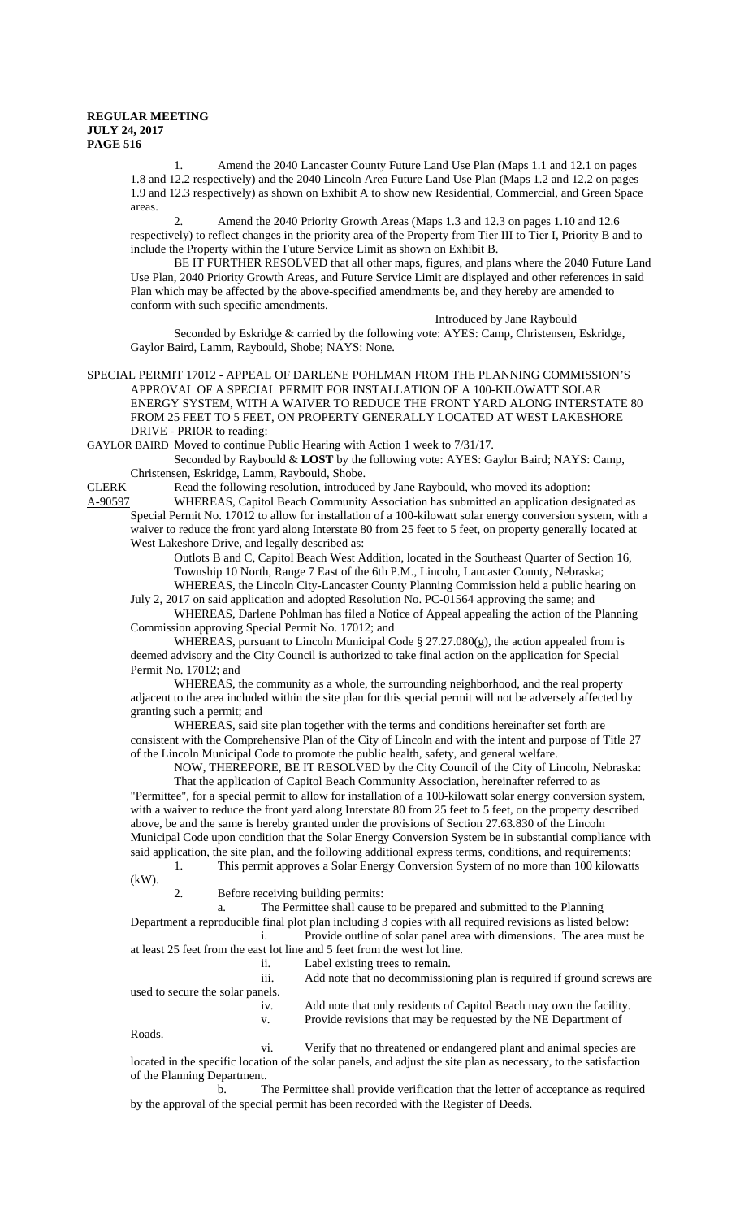1. Amend the 2040 Lancaster County Future Land Use Plan (Maps 1.1 and 12.1 on pages 1.8 and 12.2 respectively) and the 2040 Lincoln Area Future Land Use Plan (Maps 1.2 and 12.2 on pages 1.9 and 12.3 respectively) as shown on Exhibit A to show new Residential, Commercial, and Green Space areas.

2. Amend the 2040 Priority Growth Areas (Maps 1.3 and 12.3 on pages 1.10 and 12.6 respectively) to reflect changes in the priority area of the Property from Tier III to Tier I, Priority B and to include the Property within the Future Service Limit as shown on Exhibit B.

BE IT FURTHER RESOLVED that all other maps, figures, and plans where the 2040 Future Land Use Plan, 2040 Priority Growth Areas, and Future Service Limit are displayed and other references in said Plan which may be affected by the above-specified amendments be, and they hereby are amended to conform with such specific amendments.

Introduced by Jane Raybould

Seconded by Eskridge & carried by the following vote: AYES: Camp, Christensen, Eskridge, Gaylor Baird, Lamm, Raybould, Shobe; NAYS: None.

SPECIAL PERMIT 17012 - APPEAL OF DARLENE POHLMAN FROM THE PLANNING COMMISSION'S APPROVAL OF A SPECIAL PERMIT FOR INSTALLATION OF A 100-KILOWATT SOLAR ENERGY SYSTEM, WITH A WAIVER TO REDUCE THE FRONT YARD ALONG INTERSTATE 80 FROM 25 FEET TO 5 FEET, ON PROPERTY GENERALLY LOCATED AT WEST LAKESHORE DRIVE - PRIOR to reading:

GAYLOR BAIRD Moved to continue Public Hearing with Action 1 week to 7/31/17.

Seconded by Raybould & **LOST** by the following vote: AYES: Gaylor Baird; NAYS: Camp, Christensen, Eskridge, Lamm, Raybould, Shobe.

CLERK Read the following resolution, introduced by Jane Raybould, who moved its adoption:

A-90597 WHEREAS, Capitol Beach Community Association has submitted an application designated as Special Permit No. 17012 to allow for installation of a 100-kilowatt solar energy conversion system, with a waiver to reduce the front yard along Interstate 80 from 25 feet to 5 feet, on property generally located at West Lakeshore Drive, and legally described as:

Outlots B and C, Capitol Beach West Addition, located in the Southeast Quarter of Section 16, Township 10 North, Range 7 East of the 6th P.M., Lincoln, Lancaster County, Nebraska;

WHEREAS, the Lincoln City-Lancaster County Planning Commission held a public hearing on July 2, 2017 on said application and adopted Resolution No. PC-01564 approving the same; and

WHEREAS, Darlene Pohlman has filed a Notice of Appeal appealing the action of the Planning Commission approving Special Permit No. 17012; and

WHEREAS, pursuant to Lincoln Municipal Code § 27.27.080(g), the action appealed from is deemed advisory and the City Council is authorized to take final action on the application for Special Permit No. 17012; and

WHEREAS, the community as a whole, the surrounding neighborhood, and the real property adjacent to the area included within the site plan for this special permit will not be adversely affected by granting such a permit; and

WHEREAS, said site plan together with the terms and conditions hereinafter set forth are consistent with the Comprehensive Plan of the City of Lincoln and with the intent and purpose of Title 27 of the Lincoln Municipal Code to promote the public health, safety, and general welfare.

NOW, THEREFORE, BE IT RESOLVED by the City Council of the City of Lincoln, Nebraska:

That the application of Capitol Beach Community Association, hereinafter referred to as "Permittee", for a special permit to allow for installation of a 100-kilowatt solar energy conversion system, with a waiver to reduce the front yard along Interstate 80 from 25 feet to 5 feet, on the property described above, be and the same is hereby granted under the provisions of Section 27.63.830 of the Lincoln Municipal Code upon condition that the Solar Energy Conversion System be in substantial compliance with said application, the site plan, and the following additional express terms, conditions, and requirements:

1. This permit approves a Solar Energy Conversion System of no more than 100 kilowatts (kW).

2. Before receiving building permits:

a. The Permittee shall cause to be prepared and submitted to the Planning Department a reproducible final plot plan including 3 copies with all required revisions as listed below:

i. Provide outline of solar panel area with dimensions. The area must be at least 25 feet from the east lot line and 5 feet from the west lot line.

ii. Label existing trees to remain.

iii. Add note that no decommissioning plan is required if ground screws are used to secure the solar panels.

iv. Add note that only residents of Capitol Beach may own the facility.

v. Provide revisions that may be requested by the NE Department of Roads.

vi. Verify that no threatened or endangered plant and animal species are located in the specific location of the solar panels, and adjust the site plan as necessary, to the satisfaction of the Planning Department.

b. The Permittee shall provide verification that the letter of acceptance as required by the approval of the special permit has been recorded with the Register of Deeds.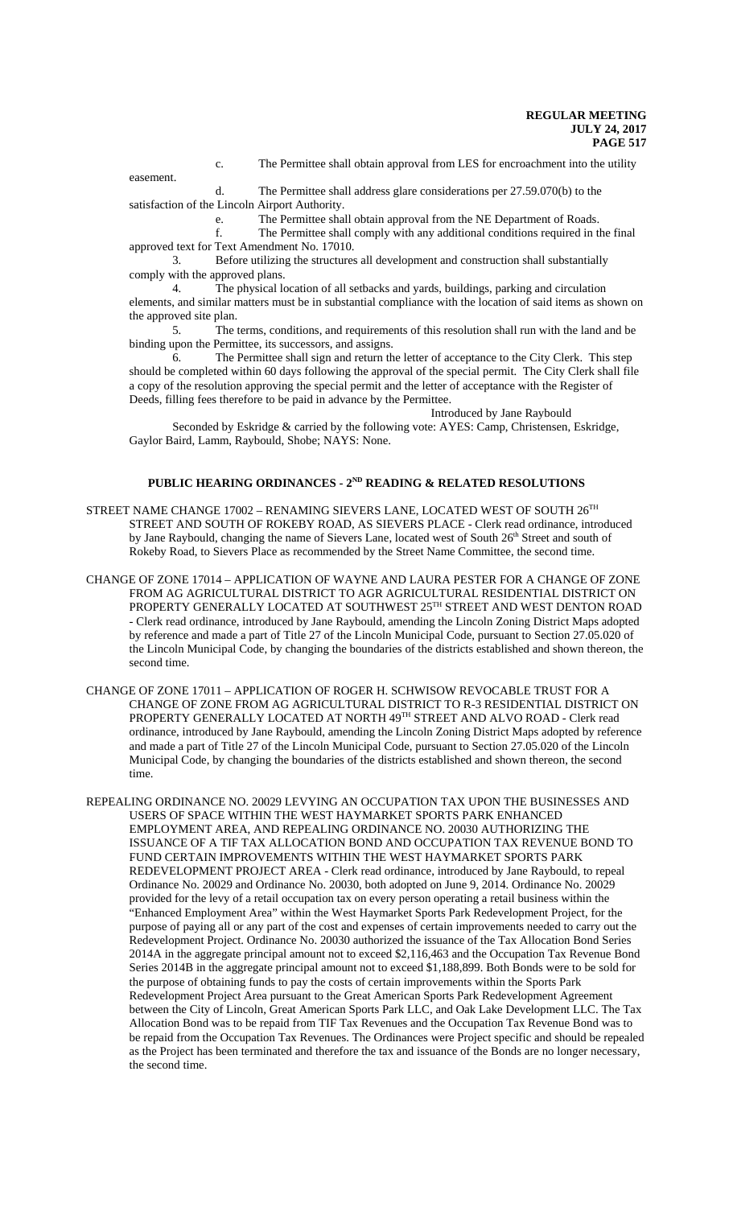c. The Permittee shall obtain approval from LES for encroachment into the utility easement.

d. The Permittee shall address glare considerations per 27.59.070(b) to the satisfaction of the Lincoln Airport Authority.

e. The Permittee shall obtain approval from the NE Department of Roads.

f. The Permittee shall comply with any additional conditions required in the final approved text for Text Amendment No. 17010.

3. Before utilizing the structures all development and construction shall substantially comply with the approved plans.

4. The physical location of all setbacks and yards, buildings, parking and circulation elements, and similar matters must be in substantial compliance with the location of said items as shown on the approved site plan.

5. The terms, conditions, and requirements of this resolution shall run with the land and be binding upon the Permittee, its successors, and assigns.

6. The Permittee shall sign and return the letter of acceptance to the City Clerk. This step should be completed within 60 days following the approval of the special permit. The City Clerk shall file a copy of the resolution approving the special permit and the letter of acceptance with the Register of Deeds, filling fees therefore to be paid in advance by the Permittee.

Introduced by Jane Raybould

Seconded by Eskridge & carried by the following vote: AYES: Camp, Christensen, Eskridge, Gaylor Baird, Lamm, Raybould, Shobe; NAYS: None.

## PUBLIC HEARING ORDINANCES - 2ND READING & RELATED RESOLUTIONS

STREET NAME CHANGE 17002 – RENAMING SIEVERS LANE, LOCATED WEST OF SOUTH 26TH STREET AND SOUTH OF ROKEBY ROAD, AS SIEVERS PLACE - Clerk read ordinance, introduced by Jane Raybould, changing the name of Sievers Lane, located west of South 26th Street and south of Rokeby Road, to Sievers Place as recommended by the Street Name Committee, the second time.

CHANGE OF ZONE 17014 – APPLICATION OF WAYNE AND LAURA PESTER FOR A CHANGE OF ZONE FROM AG AGRICULTURAL DISTRICT TO AGR AGRICULTURAL RESIDENTIAL DISTRICT ON PROPERTY GENERALLY LOCATED AT SOUTHWEST 25TH STREET AND WEST DENTON ROAD - Clerk read ordinance, introduced by Jane Raybould, amending the Lincoln Zoning District Maps adopted by reference and made a part of Title 27 of the Lincoln Municipal Code, pursuant to Section 27.05.020 of the Lincoln Municipal Code, by changing the boundaries of the districts established and shown thereon, the second time.

CHANGE OF ZONE 17011 – APPLICATION OF ROGER H. SCHWISOW REVOCABLE TRUST FOR A CHANGE OF ZONE FROM AG AGRICULTURAL DISTRICT TO R-3 RESIDENTIAL DISTRICT ON PROPERTY GENERALLY LOCATED AT NORTH 49TH STREET AND ALVO ROAD - Clerk read ordinance, introduced by Jane Raybould, amending the Lincoln Zoning District Maps adopted by reference and made a part of Title 27 of the Lincoln Municipal Code, pursuant to Section 27.05.020 of the Lincoln Municipal Code, by changing the boundaries of the districts established and shown thereon, the second time.

REPEALING ORDINANCE NO. 20029 LEVYING AN OCCUPATION TAX UPON THE BUSINESSES AND USERS OF SPACE WITHIN THE WEST HAYMARKET SPORTS PARK ENHANCED EMPLOYMENT AREA, AND REPEALING ORDINANCE NO. 20030 AUTHORIZING THE ISSUANCE OF A TIF TAX ALLOCATION BOND AND OCCUPATION TAX REVENUE BOND TO FUND CERTAIN IMPROVEMENTS WITHIN THE WEST HAYMARKET SPORTS PARK REDEVELOPMENT PROJECT AREA - Clerk read ordinance, introduced by Jane Raybould, to repeal Ordinance No. 20029 and Ordinance No. 20030, both adopted on June 9, 2014. Ordinance No. 20029 provided for the levy of a retail occupation tax on every person operating a retail business within the "Enhanced Employment Area" within the West Haymarket Sports Park Redevelopment Project, for the purpose of paying all or any part of the cost and expenses of certain improvements needed to carry out the Redevelopment Project. Ordinance No. 20030 authorized the issuance of the Tax Allocation Bond Series 2014A in the aggregate principal amount not to exceed $2,116,463 and the Occupation Tax Revenue Bond Series 2014B in the aggregate principal amount not to exceed $1,188,899. Both Bonds were to be sold for the purpose of obtaining funds to pay the costs of certain improvements within the Sports Park Redevelopment Project Area pursuant to the Great American Sports Park Redevelopment Agreement between the City of Lincoln, Great American Sports Park LLC, and Oak Lake Development LLC. The Tax Allocation Bond was to be repaid from TIF Tax Revenues and the Occupation Tax Revenue Bond was to be repaid from the Occupation Tax Revenues. The Ordinances were Project specific and should be repealed as the Project has been terminated and therefore the tax and issuance of the Bonds are no longer necessary, the second time.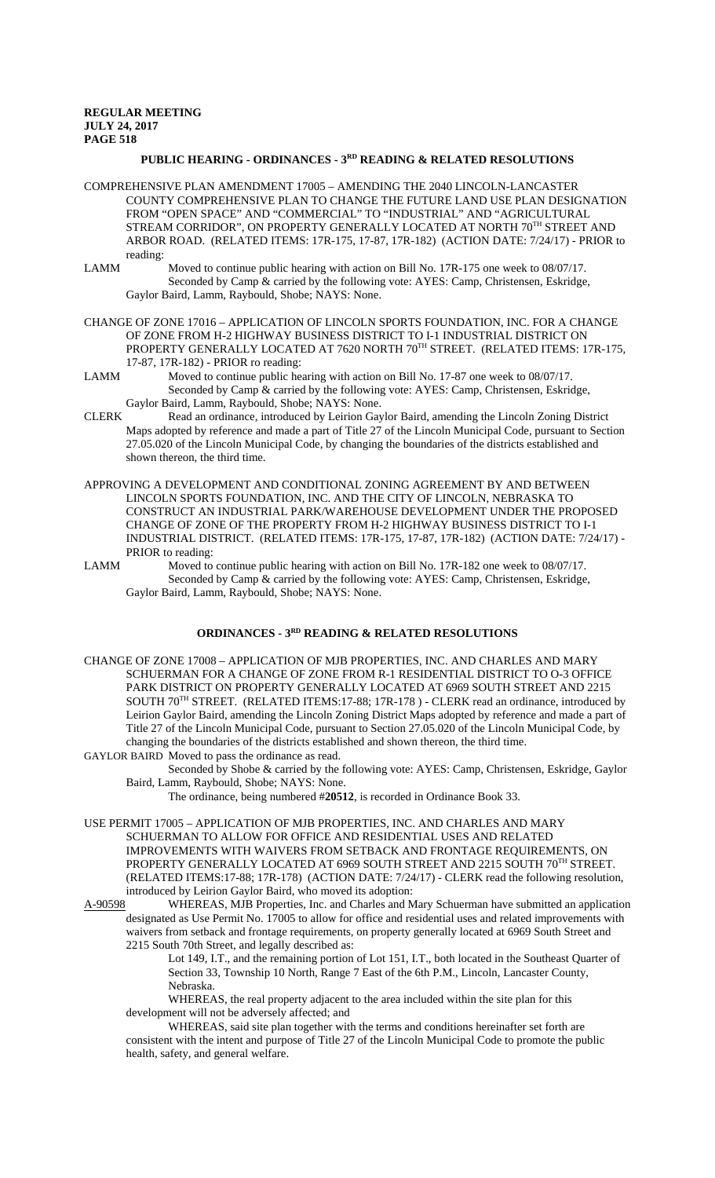## PUBLIC HEARING - ORDINANCES - 3RD READING & RELATED RESOLUTIONS

COMPREHENSIVE PLAN AMENDMENT 17005 – AMENDING THE 2040 LINCOLN-LANCASTER COUNTY COMPREHENSIVE PLAN TO CHANGE THE FUTURE LAND USE PLAN DESIGNATION FROM "OPEN SPACE" AND "COMMERCIAL" TO "INDUSTRIAL" AND "AGRICULTURAL STREAM CORRIDOR", ON PROPERTY GENERALLY LOCATED AT NORTH 70TH STREET AND ARBOR ROAD. (RELATED ITEMS: 17R-175, 17-87, 17R-182) (ACTION DATE: 7/24/17) - PRIOR to reading:

LAMM Moved to continue public hearing with action on Bill No. 17R-175 one week to 08/07/17. Seconded by Camp & carried by the following vote: AYES: Camp, Christensen, Eskridge, Gaylor Baird, Lamm, Raybould, Shobe; NAYS: None.

CHANGE OF ZONE 17016 – APPLICATION OF LINCOLN SPORTS FOUNDATION, INC. FOR A CHANGE OF ZONE FROM H-2 HIGHWAY BUSINESS DISTRICT TO I-1 INDUSTRIAL DISTRICT ON PROPERTY GENERALLY LOCATED AT 7620 NORTH 70TH STREET. (RELATED ITEMS: 17R-175, 17-87, 17R-182) - PRIOR ro reading:

LAMM Moved to continue public hearing with action on Bill No. 17-87 one week to 08/07/17. Seconded by Camp & carried by the following vote: AYES: Camp, Christensen, Eskridge, Gaylor Baird, Lamm, Raybould, Shobe; NAYS: None.

CLERK Read an ordinance, introduced by Leirion Gaylor Baird, amending the Lincoln Zoning District Maps adopted by reference and made a part of Title 27 of the Lincoln Municipal Code, pursuant to Section 27.05.020 of the Lincoln Municipal Code, by changing the boundaries of the districts established and shown thereon, the third time.

APPROVING A DEVELOPMENT AND CONDITIONAL ZONING AGREEMENT BY AND BETWEEN LINCOLN SPORTS FOUNDATION, INC. AND THE CITY OF LINCOLN, NEBRASKA TO CONSTRUCT AN INDUSTRIAL PARK/WAREHOUSE DEVELOPMENT UNDER THE PROPOSED CHANGE OF ZONE OF THE PROPERTY FROM H-2 HIGHWAY BUSINESS DISTRICT TO I-1 INDUSTRIAL DISTRICT. (RELATED ITEMS: 17R-175, 17-87, 17R-182) (ACTION DATE: 7/24/17) - PRIOR to reading:

LAMM Moved to continue public hearing with action on Bill No. 17R-182 one week to 08/07/17. Seconded by Camp & carried by the following vote: AYES: Camp, Christensen, Eskridge, Gaylor Baird, Lamm, Raybould, Shobe; NAYS: None.

## ORDINANCES - 3RD READING & RELATED RESOLUTIONS

CHANGE OF ZONE 17008 – APPLICATION OF MJB PROPERTIES, INC. AND CHARLES AND MARY SCHUERMAN FOR A CHANGE OF ZONE FROM R-1 RESIDENTIAL DISTRICT TO O-3 OFFICE PARK DISTRICT ON PROPERTY GENERALLY LOCATED AT 6969 SOUTH STREET AND 2215 SOUTH 70TH STREET. (RELATED ITEMS:17-88; 17R-178 ) - CLERK read an ordinance, introduced by Leirion Gaylor Baird, amending the Lincoln Zoning District Maps adopted by reference and made a part of Title 27 of the Lincoln Municipal Code, pursuant to Section 27.05.020 of the Lincoln Municipal Code, by changing the boundaries of the districts established and shown thereon, the third time.

GAYLOR BAIRD Moved to pass the ordinance as read.
Seconded by Shobe & carried by the following vote: AYES: Camp, Christensen, Eskridge, Gaylor Baird, Lamm, Raybould, Shobe; NAYS: None.
The ordinance, being numbered #**20512**, is recorded in Ordinance Book 33.

USE PERMIT 17005 – APPLICATION OF MJB PROPERTIES, INC. AND CHARLES AND MARY SCHUERMAN TO ALLOW FOR OFFICE AND RESIDENTIAL USES AND RELATED IMPROVEMENTS WITH WAIVERS FROM SETBACK AND FRONTAGE REQUIREMENTS, ON PROPERTY GENERALLY LOCATED AT 6969 SOUTH STREET AND 2215 SOUTH 70TH STREET. (RELATED ITEMS:17-88; 17R-178) (ACTION DATE: 7/24/17) - CLERK read the following resolution, introduced by Leirion Gaylor Baird, who moved its adoption:

A-90598 WHEREAS, MJB Properties, Inc. and Charles and Mary Schuerman have submitted an application designated as Use Permit No. 17005 to allow for office and residential uses and related improvements with waivers from setback and frontage requirements, on property generally located at 6969 South Street and 2215 South 70th Street, and legally described as:

Lot 149, I.T., and the remaining portion of Lot 151, I.T., both located in the Southeast Quarter of Section 33, Township 10 North, Range 7 East of the 6th P.M., Lincoln, Lancaster County, Nebraska.

WHEREAS, the real property adjacent to the area included within the site plan for this development will not be adversely affected; and

WHEREAS, said site plan together with the terms and conditions hereinafter set forth are consistent with the intent and purpose of Title 27 of the Lincoln Municipal Code to promote the public health, safety, and general welfare.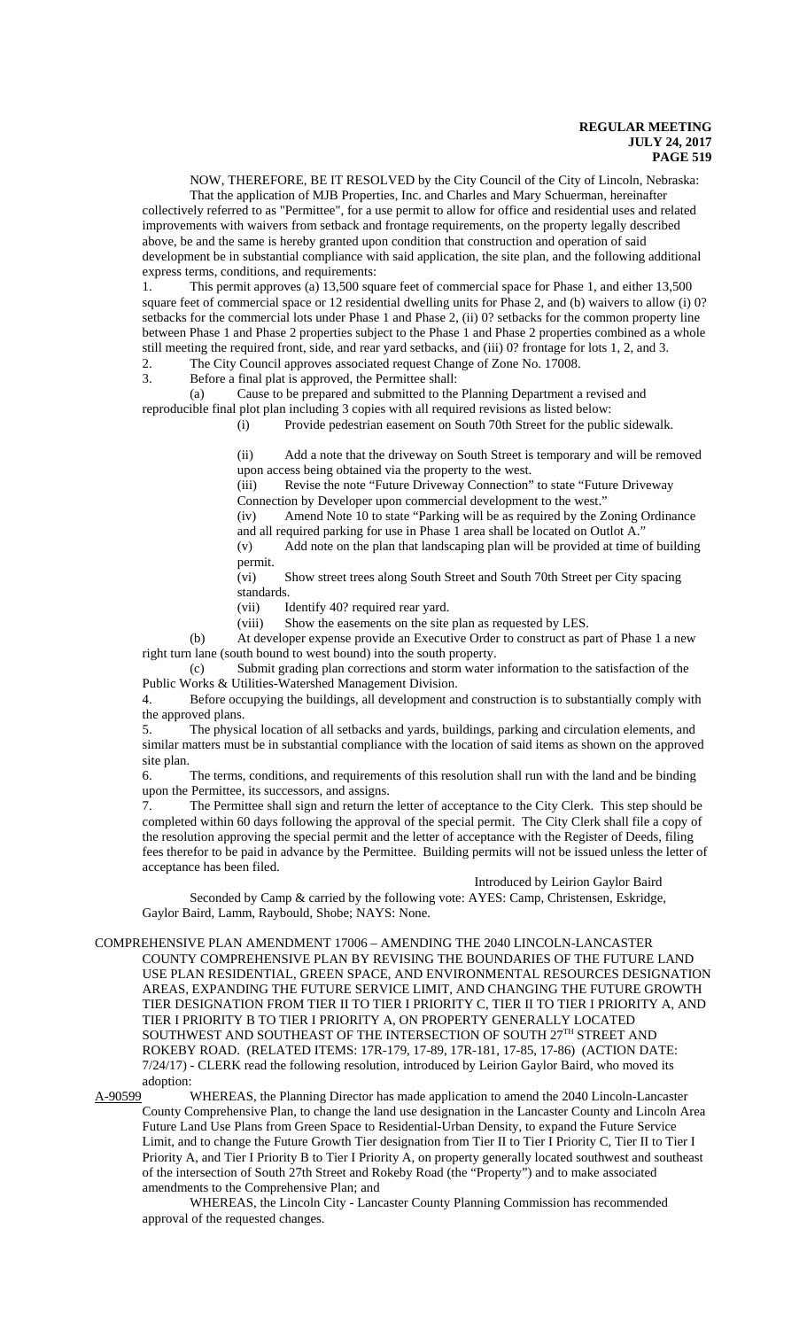NOW, THEREFORE, BE IT RESOLVED by the City Council of the City of Lincoln, Nebraska:

That the application of MJB Properties, Inc. and Charles and Mary Schuerman, hereinafter collectively referred to as "Permittee", for a use permit to allow for office and residential uses and related improvements with waivers from setback and frontage requirements, on the property legally described above, be and the same is hereby granted upon condition that construction and operation of said development be in substantial compliance with said application, the site plan, and the following additional express terms, conditions, and requirements:

1. This permit approves (a) 13,500 square feet of commercial space for Phase 1, and either 13,500 square feet of commercial space or 12 residential dwelling units for Phase 2, and (b) waivers to allow (i) 0? setbacks for the commercial lots under Phase 1 and Phase 2, (ii) 0? setbacks for the common property line between Phase 1 and Phase 2 properties subject to the Phase 1 and Phase 2 properties combined as a whole still meeting the required front, side, and rear yard setbacks, and (iii) 0? frontage for lots 1, 2, and 3.
2. The City Council approves associated request Change of Zone No. 17008.
3. Before a final plat is approved, the Permittee shall:
   (a) Cause to be prepared and submitted to the Planning Department a revised and reproducible final plot plan including 3 copies with all required revisions as listed below:
      (i) Provide pedestrian easement on South 70th Street for the public sidewalk.
      (ii) Add a note that the driveway on South Street is temporary and will be removed upon access being obtained via the property to the west.
      (iii) Revise the note "Future Driveway Connection" to state "Future Driveway Connection by Developer upon commercial development to the west."
      (iv) Amend Note 10 to state "Parking will be as required by the Zoning Ordinance and all required parking for use in Phase 1 area shall be located on Outlot A."
      (v) Add note on the plan that landscaping plan will be provided at time of building permit.
      (vi) Show street trees along South Street and South 70th Street per City spacing standards.
      (vii) Identify 40? required rear yard.
      (viii) Show the easements on the site plan as requested by LES.
   (b) At developer expense provide an Executive Order to construct as part of Phase 1 a new right turn lane (south bound to west bound) into the south property.
   (c) Submit grading plan corrections and storm water information to the satisfaction of the Public Works & Utilities-Watershed Management Division.
4. Before occupying the buildings, all development and construction is to substantially comply with the approved plans.
5. The physical location of all setbacks and yards, buildings, parking and circulation elements, and similar matters must be in substantial compliance with the location of said items as shown on the approved site plan.
6. The terms, conditions, and requirements of this resolution shall run with the land and be binding upon the Permittee, its successors, and assigns.
7. The Permittee shall sign and return the letter of acceptance to the City Clerk. This step should be completed within 60 days following the approval of the special permit. The City Clerk shall file a copy of the resolution approving the special permit and the letter of acceptance with the Register of Deeds, filing fees therefor to be paid in advance by the Permittee. Building permits will not be issued unless the letter of acceptance has been filed.

Introduced by Leirion Gaylor Baird

Seconded by Camp & carried by the following vote: AYES: Camp, Christensen, Eskridge, Gaylor Baird, Lamm, Raybould, Shobe; NAYS: None.

COMPREHENSIVE PLAN AMENDMENT 17006 – AMENDING THE 2040 LINCOLN-LANCASTER COUNTY COMPREHENSIVE PLAN BY REVISING THE BOUNDARIES OF THE FUTURE LAND USE PLAN RESIDENTIAL, GREEN SPACE, AND ENVIRONMENTAL RESOURCES DESIGNATION AREAS, EXPANDING THE FUTURE SERVICE LIMIT, AND CHANGING THE FUTURE GROWTH TIER DESIGNATION FROM TIER II TO TIER I PRIORITY C, TIER II TO TIER I PRIORITY A, AND TIER I PRIORITY B TO TIER I PRIORITY A, ON PROPERTY GENERALLY LOCATED SOUTHWEST AND SOUTHEAST OF THE INTERSECTION OF SOUTH 27TH STREET AND ROKEBY ROAD. (RELATED ITEMS: 17R-179, 17-89, 17R-181, 17-85, 17-86) (ACTION DATE: 7/24/17) - CLERK read the following resolution, introduced by Leirion Gaylor Baird, who moved its adoption:

A-90599 WHEREAS, the Planning Director has made application to amend the 2040 Lincoln-Lancaster County Comprehensive Plan, to change the land use designation in the Lancaster County and Lincoln Area Future Land Use Plans from Green Space to Residential-Urban Density, to expand the Future Service Limit, and to change the Future Growth Tier designation from Tier II to Tier I Priority C, Tier II to Tier I Priority A, and Tier I Priority B to Tier I Priority A, on property generally located southwest and southeast of the intersection of South 27th Street and Rokeby Road (the "Property") and to make associated amendments to the Comprehensive Plan; and

WHEREAS, the Lincoln City - Lancaster County Planning Commission has recommended approval of the requested changes.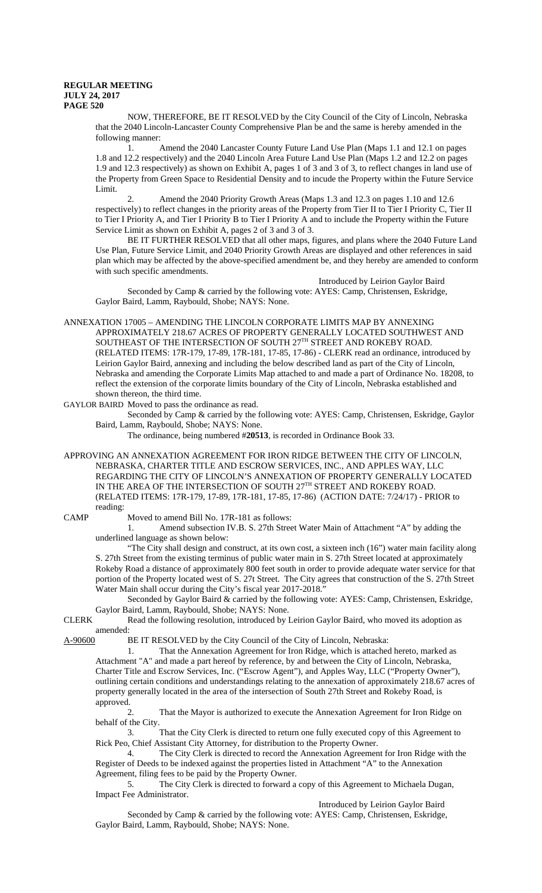NOW, THEREFORE, BE IT RESOLVED by the City Council of the City of Lincoln, Nebraska that the 2040 Lincoln-Lancaster County Comprehensive Plan be and the same is hereby amended in the following manner:

1. Amend the 2040 Lancaster County Future Land Use Plan (Maps 1.1 and 12.1 on pages 1.8 and 12.2 respectively) and the 2040 Lincoln Area Future Land Use Plan (Maps 1.2 and 12.2 on pages 1.9 and 12.3 respectively) as shown on Exhibit A, pages 1 of 3 and 3 of 3, to reflect changes in land use of the Property from Green Space to Residential Density and to incude the Property within the Future Service Limit.

2. Amend the 2040 Priority Growth Areas (Maps 1.3 and 12.3 on pages 1.10 and 12.6 respectively) to reflect changes in the priority areas of the Property from Tier II to Tier I Priority C, Tier II to Tier I Priority A, and Tier I Priority B to Tier I Priority A and to include the Property within the Future Service Limit as shown on Exhibit A, pages 2 of 3 and 3 of 3.

BE IT FURTHER RESOLVED that all other maps, figures, and plans where the 2040 Future Land Use Plan, Future Service Limit, and 2040 Priority Growth Areas are displayed and other references in said plan which may be affected by the above-specified amendment be, and they hereby are amended to conform with such specific amendments.

Introduced by Leirion Gaylor Baird

Seconded by Camp & carried by the following vote: AYES: Camp, Christensen, Eskridge, Gaylor Baird, Lamm, Raybould, Shobe; NAYS: None.

ANNEXATION 17005 – AMENDING THE LINCOLN CORPORATE LIMITS MAP BY ANNEXING APPROXIMATELY 218.67 ACRES OF PROPERTY GENERALLY LOCATED SOUTHWEST AND SOUTHEAST OF THE INTERSECTION OF SOUTH 27TH STREET AND ROKEBY ROAD. (RELATED ITEMS: 17R-179, 17-89, 17R-181, 17-85, 17-86) - CLERK read an ordinance, introduced by Leirion Gaylor Baird, annexing and including the below described land as part of the City of Lincoln, Nebraska and amending the Corporate Limits Map attached to and made a part of Ordinance No. 18208, to reflect the extension of the corporate limits boundary of the City of Lincoln, Nebraska established and shown thereon, the third time.

GAYLOR BAIRD Moved to pass the ordinance as read.

Seconded by Camp & carried by the following vote: AYES: Camp, Christensen, Eskridge, Gaylor Baird, Lamm, Raybould, Shobe; NAYS: None.

The ordinance, being numbered **#20513**, is recorded in Ordinance Book 33.

APPROVING AN ANNEXATION AGREEMENT FOR IRON RIDGE BETWEEN THE CITY OF LINCOLN, NEBRASKA, CHARTER TITLE AND ESCROW SERVICES, INC., AND APPLES WAY, LLC REGARDING THE CITY OF LINCOLN'S ANNEXATION OF PROPERTY GENERALLY LOCATED IN THE AREA OF THE INTERSECTION OF SOUTH 27TH STREET AND ROKEBY ROAD. (RELATED ITEMS: 17R-179, 17-89, 17R-181, 17-85, 17-86) (ACTION DATE: 7/24/17) - PRIOR to reading:

CAMP Moved to amend Bill No. 17R-181 as follows:

1. Amend subsection IV.B. S. 27th Street Water Main of Attachment "A" by adding the underlined language as shown below:

"The City shall design and construct, at its own cost, a sixteen inch (16") water main facility along S. 27th Street from the existing terminus of public water main in S. 27th Street located at approximately Rokeby Road a distance of approximately 800 feet south in order to provide adequate water service for that portion of the Property located west of S. 27t Street. The City agrees that construction of the S. 27th Street Water Main shall occur during the City's fiscal year 2017-2018."

Seconded by Gaylor Baird & carried by the following vote: AYES: Camp, Christensen, Eskridge, Gaylor Baird, Lamm, Raybould, Shobe; NAYS: None.

CLERK Read the following resolution, introduced by Leirion Gaylor Baird, who moved its adoption as amended:

A-90600 BE IT RESOLVED by the City Council of the City of Lincoln, Nebraska:

1. That the Annexation Agreement for Iron Ridge, which is attached hereto, marked as Attachment "A" and made a part hereof by reference, by and between the City of Lincoln, Nebraska, Charter Title and Escrow Services, Inc. ("Escrow Agent"), and Apples Way, LLC ("Property Owner"), outlining certain conditions and understandings relating to the annexation of approximately 218.67 acres of property generally located in the area of the intersection of South 27th Street and Rokeby Road, is approved.

2. That the Mayor is authorized to execute the Annexation Agreement for Iron Ridge on behalf of the City.

3. That the City Clerk is directed to return one fully executed copy of this Agreement to Rick Peo, Chief Assistant City Attorney, for distribution to the Property Owner.

4. The City Clerk is directed to record the Annexation Agreement for Iron Ridge with the Register of Deeds to be indexed against the properties listed in Attachment "A" to the Annexation Agreement, filing fees to be paid by the Property Owner.

5. The City Clerk is directed to forward a copy of this Agreement to Michaela Dugan, Impact Fee Administrator.

Introduced by Leirion Gaylor Baird

Seconded by Camp & carried by the following vote: AYES: Camp, Christensen, Eskridge, Gaylor Baird, Lamm, Raybould, Shobe; NAYS: None.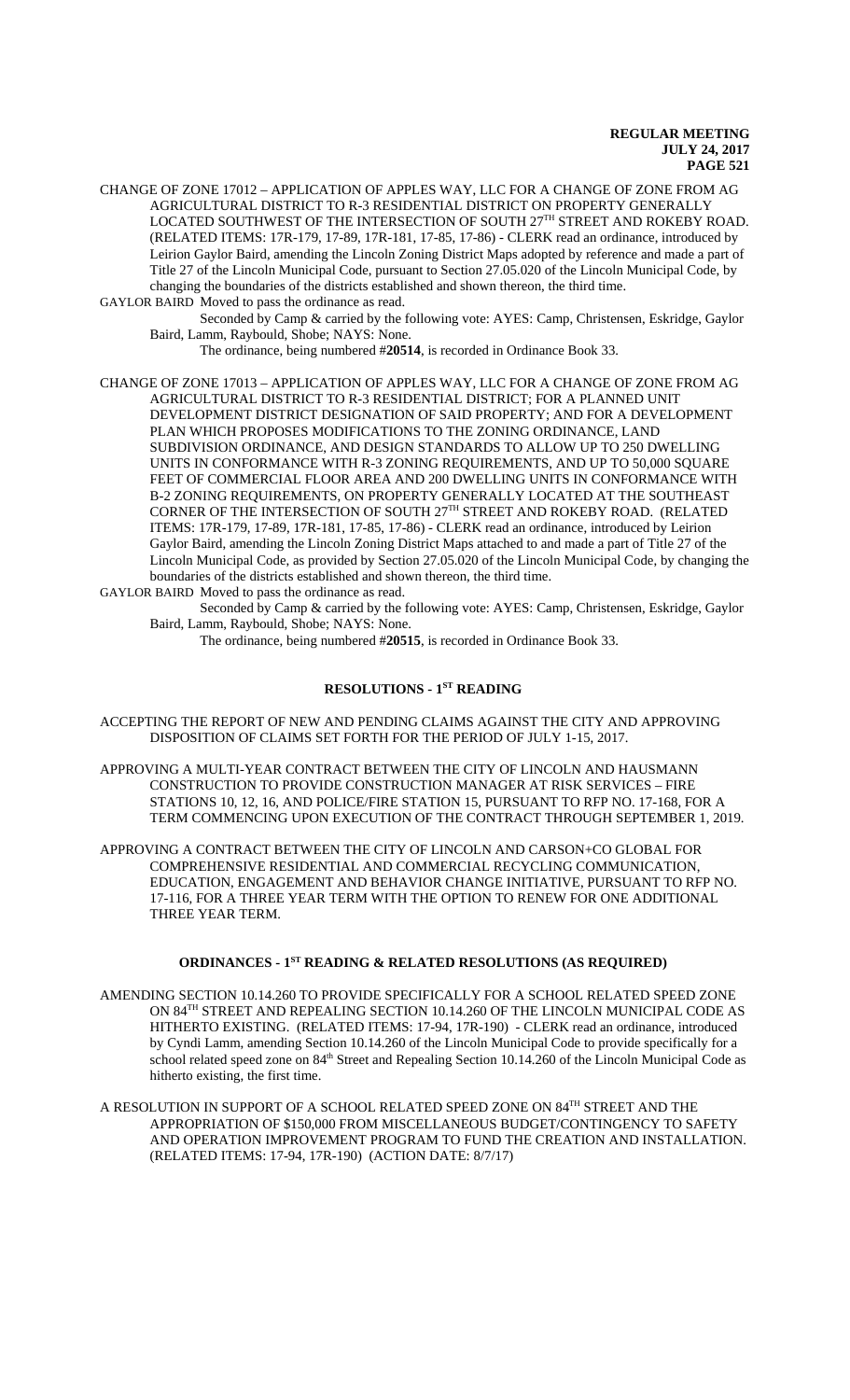CHANGE OF ZONE 17012 – APPLICATION OF APPLES WAY, LLC FOR A CHANGE OF ZONE FROM AG AGRICULTURAL DISTRICT TO R-3 RESIDENTIAL DISTRICT ON PROPERTY GENERALLY LOCATED SOUTHWEST OF THE INTERSECTION OF SOUTH 27TH STREET AND ROKEBY ROAD. (RELATED ITEMS: 17R-179, 17-89, 17R-181, 17-85, 17-86) - CLERK read an ordinance, introduced by Leirion Gaylor Baird, amending the Lincoln Zoning District Maps adopted by reference and made a part of Title 27 of the Lincoln Municipal Code, pursuant to Section 27.05.020 of the Lincoln Municipal Code, by changing the boundaries of the districts established and shown thereon, the third time.

GAYLOR BAIRD Moved to pass the ordinance as read.

Seconded by Camp & carried by the following vote: AYES: Camp, Christensen, Eskridge, Gaylor Baird, Lamm, Raybould, Shobe; NAYS: None.

The ordinance, being numbered #**20514**, is recorded in Ordinance Book 33.

CHANGE OF ZONE 17013 – APPLICATION OF APPLES WAY, LLC FOR A CHANGE OF ZONE FROM AG AGRICULTURAL DISTRICT TO R-3 RESIDENTIAL DISTRICT; FOR A PLANNED UNIT DEVELOPMENT DISTRICT DESIGNATION OF SAID PROPERTY; AND FOR A DEVELOPMENT PLAN WHICH PROPOSES MODIFICATIONS TO THE ZONING ORDINANCE, LAND SUBDIVISION ORDINANCE, AND DESIGN STANDARDS TO ALLOW UP TO 250 DWELLING UNITS IN CONFORMANCE WITH R-3 ZONING REQUIREMENTS, AND UP TO 50,000 SQUARE FEET OF COMMERCIAL FLOOR AREA AND 200 DWELLING UNITS IN CONFORMANCE WITH B-2 ZONING REQUIREMENTS, ON PROPERTY GENERALLY LOCATED AT THE SOUTHEAST CORNER OF THE INTERSECTION OF SOUTH 27TH STREET AND ROKEBY ROAD. (RELATED ITEMS: 17R-179, 17-89, 17R-181, 17-85, 17-86) - CLERK read an ordinance, introduced by Leirion Gaylor Baird, amending the Lincoln Zoning District Maps attached to and made a part of Title 27 of the Lincoln Municipal Code, as provided by Section 27.05.020 of the Lincoln Municipal Code, by changing the boundaries of the districts established and shown thereon, the third time.

GAYLOR BAIRD Moved to pass the ordinance as read.

Seconded by Camp & carried by the following vote: AYES: Camp, Christensen, Eskridge, Gaylor Baird, Lamm, Raybould, Shobe; NAYS: None.

The ordinance, being numbered #**20515**, is recorded in Ordinance Book 33.

## RESOLUTIONS - 1ST READING

ACCEPTING THE REPORT OF NEW AND PENDING CLAIMS AGAINST THE CITY AND APPROVING DISPOSITION OF CLAIMS SET FORTH FOR THE PERIOD OF JULY 1-15, 2017.

APPROVING A MULTI-YEAR CONTRACT BETWEEN THE CITY OF LINCOLN AND HAUSMANN CONSTRUCTION TO PROVIDE CONSTRUCTION MANAGER AT RISK SERVICES – FIRE STATIONS 10, 12, 16, AND POLICE/FIRE STATION 15, PURSUANT TO RFP NO. 17-168, FOR A TERM COMMENCING UPON EXECUTION OF THE CONTRACT THROUGH SEPTEMBER 1, 2019.

APPROVING A CONTRACT BETWEEN THE CITY OF LINCOLN AND CARSON+CO GLOBAL FOR COMPREHENSIVE RESIDENTIAL AND COMMERCIAL RECYCLING COMMUNICATION, EDUCATION, ENGAGEMENT AND BEHAVIOR CHANGE INITIATIVE, PURSUANT TO RFP NO. 17-116, FOR A THREE YEAR TERM WITH THE OPTION TO RENEW FOR ONE ADDITIONAL THREE YEAR TERM.

## ORDINANCES - 1ST READING & RELATED RESOLUTIONS (AS REQUIRED)

AMENDING SECTION 10.14.260 TO PROVIDE SPECIFICALLY FOR A SCHOOL RELATED SPEED ZONE ON 84TH STREET AND REPEALING SECTION 10.14.260 OF THE LINCOLN MUNICIPAL CODE AS HITHERTO EXISTING. (RELATED ITEMS: 17-94, 17R-190) - CLERK read an ordinance, introduced by Cyndi Lamm, amending Section 10.14.260 of the Lincoln Municipal Code to provide specifically for a school related speed zone on 84th Street and Repealing Section 10.14.260 of the Lincoln Municipal Code as hitherto existing, the first time.

A RESOLUTION IN SUPPORT OF A SCHOOL RELATED SPEED ZONE ON 84TH STREET AND THE APPROPRIATION OF $150,000 FROM MISCELLANEOUS BUDGET/CONTINGENCY TO SAFETY AND OPERATION IMPROVEMENT PROGRAM TO FUND THE CREATION AND INSTALLATION. (RELATED ITEMS: 17-94, 17R-190) (ACTION DATE: 8/7/17)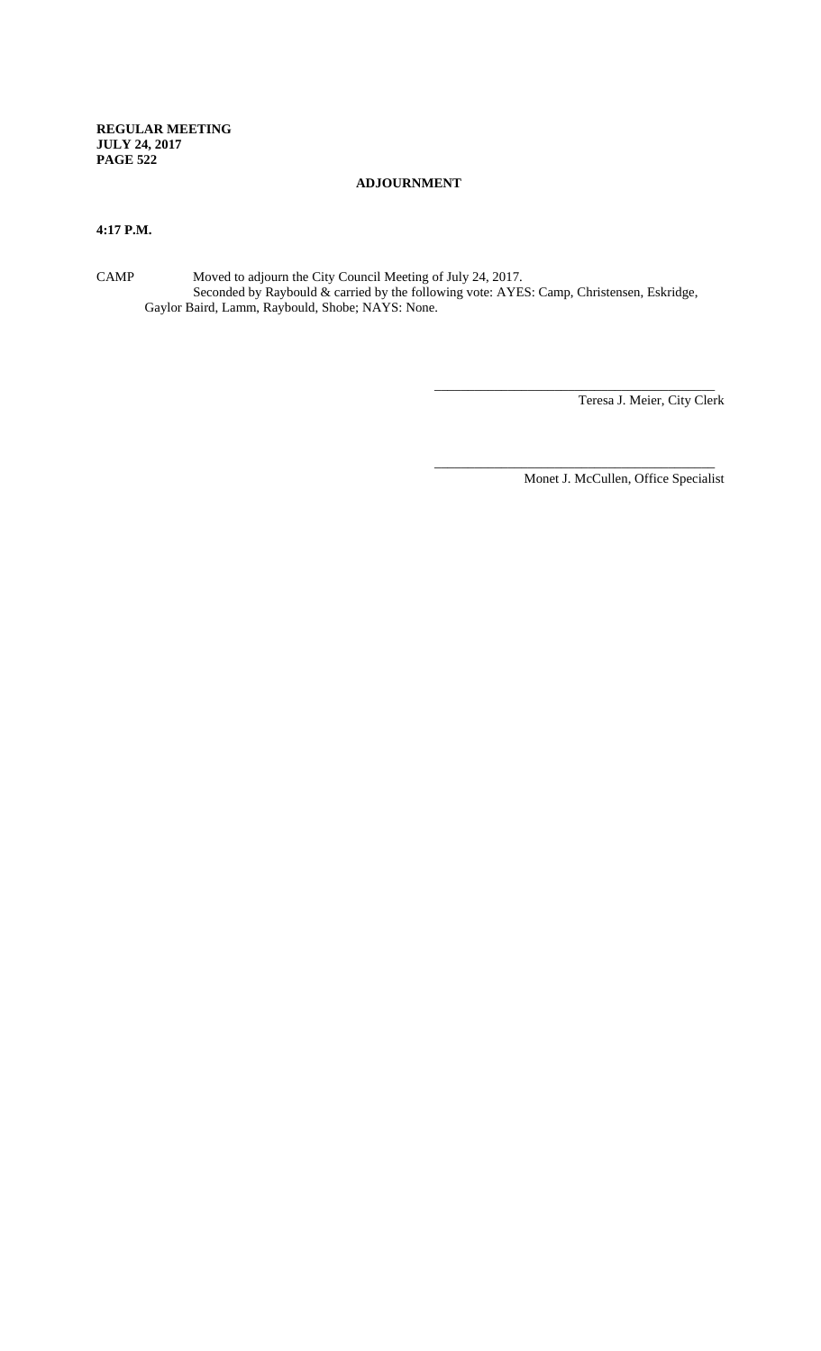## ADJOURNMENT

**4:17 P.M.**

CAMP Moved to adjourn the City Council Meeting of July 24, 2017.
Seconded by Raybould & carried by the following vote: AYES: Camp, Christensen, Eskridge, Gaylor Baird, Lamm, Raybould, Shobe; NAYS: None.

\_\_\_\_\_\_\_\_\_\_\_\_\_\_\_\_\_\_\_\_\_\_\_\_\_\_\_\_\_\_\_\_\_\_\_\_\_\_\_\_\_\_
Teresa J. Meier, City Clerk

\_\_\_\_\_\_\_\_\_\_\_\_\_\_\_\_\_\_\_\_\_\_\_\_\_\_\_\_\_\_\_\_\_\_\_\_\_\_\_\_\_\_
Monet J. McCullen, Office Specialist